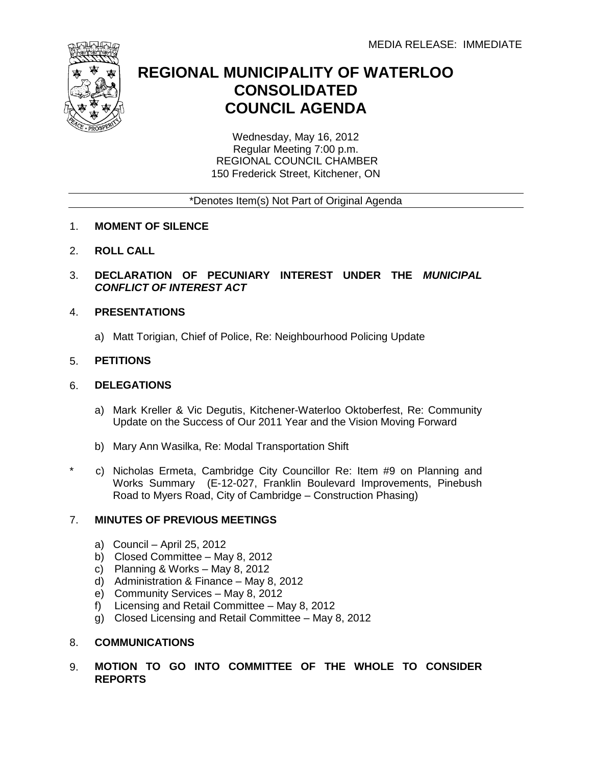MEDIA RELEASE: IMMEDIATE

# REGIONAL MUNICIPALITY OF WATERLOO CONSOLIDATED COUNCIL AGENDA

Wednesday, May 16, 2012
Regular Meeting 7:00 p.m.
REGIONAL COUNCIL CHAMBER
150 Frederick Street, Kitchener, ON

*Denotes Item(s) Not Part of Original Agenda

1. **MOMENT OF SILENCE**

2. **ROLL CALL**

3. **DECLARATION OF PECUNIARY INTEREST UNDER THE *MUNICIPAL CONFLICT OF INTEREST ACT***

4. **PRESENTATIONS**

   a) Matt Torigian, Chief of Police, Re: Neighbourhood Policing Update

5. **PETITIONS**

6. **DELEGATIONS**

   a) Mark Kreller & Vic Degutis, Kitchener-Waterloo Oktoberfest, Re: Community Update on the Success of Our 2011 Year and the Vision Moving Forward

   b) Mary Ann Wasilka, Re: Modal Transportation Shift

   * c) Nicholas Ermeta, Cambridge City Councillor Re: Item #9 on Planning and Works Summary (E-12-027, Franklin Boulevard Improvements, Pinebush Road to Myers Road, City of Cambridge – Construction Phasing)

7. **MINUTES OF PREVIOUS MEETINGS**

   a) Council – April 25, 2012
   b) Closed Committee – May 8, 2012
   c) Planning & Works – May 8, 2012
   d) Administration & Finance – May 8, 2012
   e) Community Services – May 8, 2012
   f) Licensing and Retail Committee – May 8, 2012
   g) Closed Licensing and Retail Committee – May 8, 2012

8. **COMMUNICATIONS**

9. **MOTION TO GO INTO COMMITTEE OF THE WHOLE TO CONSIDER REPORTS**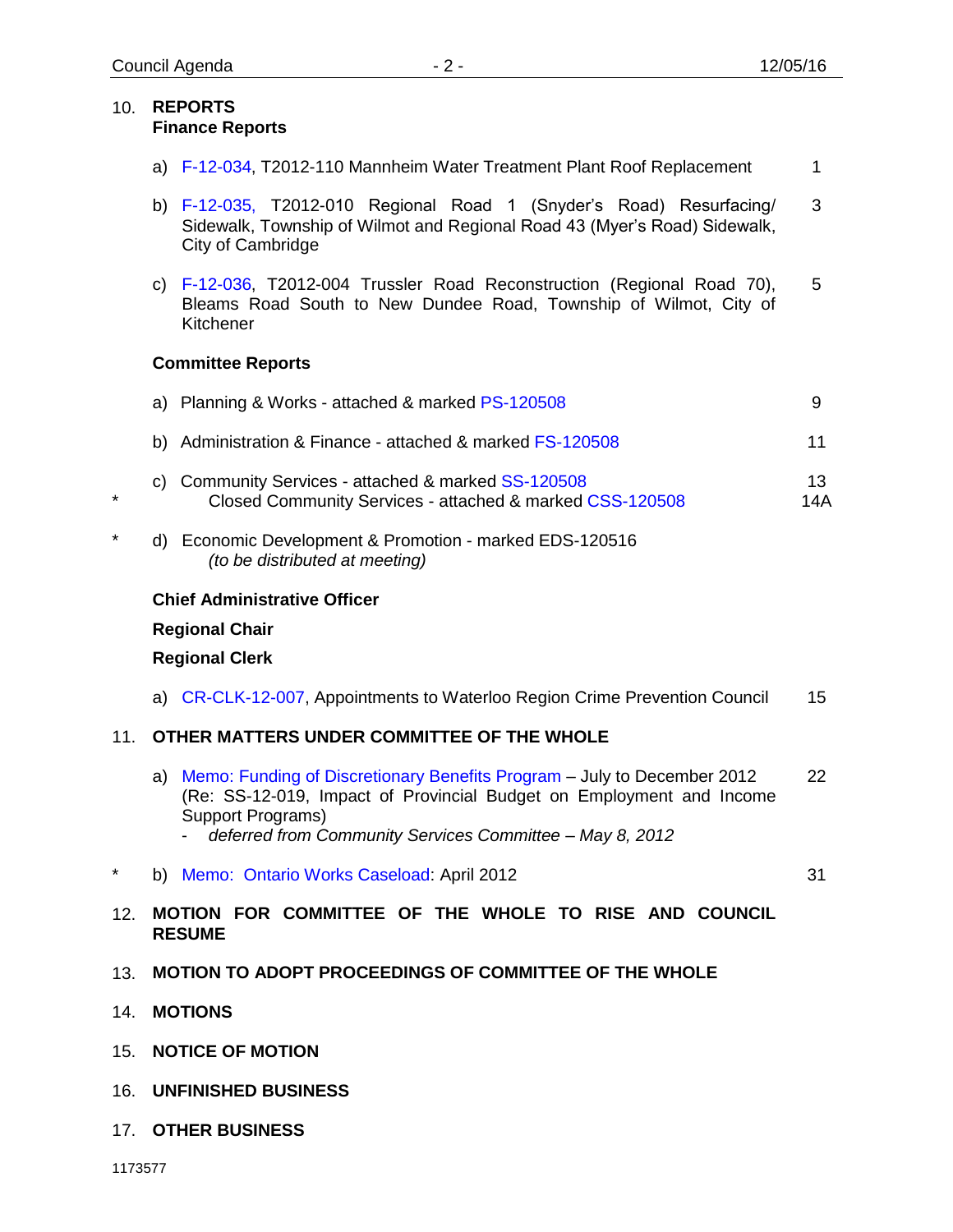10. **REPORTS**

**Finance Reports**

a) F-12-034, T2012-110 Mannheim Water Treatment Plant Roof Replacement — 1

b) F-12-035, T2012-010 Regional Road 1 (Snyder's Road) Resurfacing/ Sidewalk, Township of Wilmot and Regional Road 43 (Myer's Road) Sidewalk, City of Cambridge — 3

c) F-12-036, T2012-004 Trussler Road Reconstruction (Regional Road 70), Bleams Road South to New Dundee Road, Township of Wilmot, City of Kitchener — 5

**Committee Reports**

a) Planning & Works - attached & marked PS-120508 — 9

b) Administration & Finance - attached & marked FS-120508 — 11

c) Community Services - attached & marked SS-120508 — 13

\* Closed Community Services - attached & marked CSS-120508 — 14A

\* d) Economic Development & Promotion - marked EDS-120516
*(to be distributed at meeting)*

**Chief Administrative Officer**

**Regional Chair**

**Regional Clerk**

a) CR-CLK-12-007, Appointments to Waterloo Region Crime Prevention Council — 15

11. **OTHER MATTERS UNDER COMMITTEE OF THE WHOLE**

a) Memo: Funding of Discretionary Benefits Program – July to December 2012 (Re: SS-12-019, Impact of Provincial Budget on Employment and Income Support Programs) — 22
- *deferred from Community Services Committee – May 8, 2012*

\* b) Memo: Ontario Works Caseload: April 2012 — 31

12. **MOTION FOR COMMITTEE OF THE WHOLE TO RISE AND COUNCIL RESUME**

13. **MOTION TO ADOPT PROCEEDINGS OF COMMITTEE OF THE WHOLE**

14. **MOTIONS**

15. **NOTICE OF MOTION**

16. **UNFINISHED BUSINESS**

17. **OTHER BUSINESS**

1173577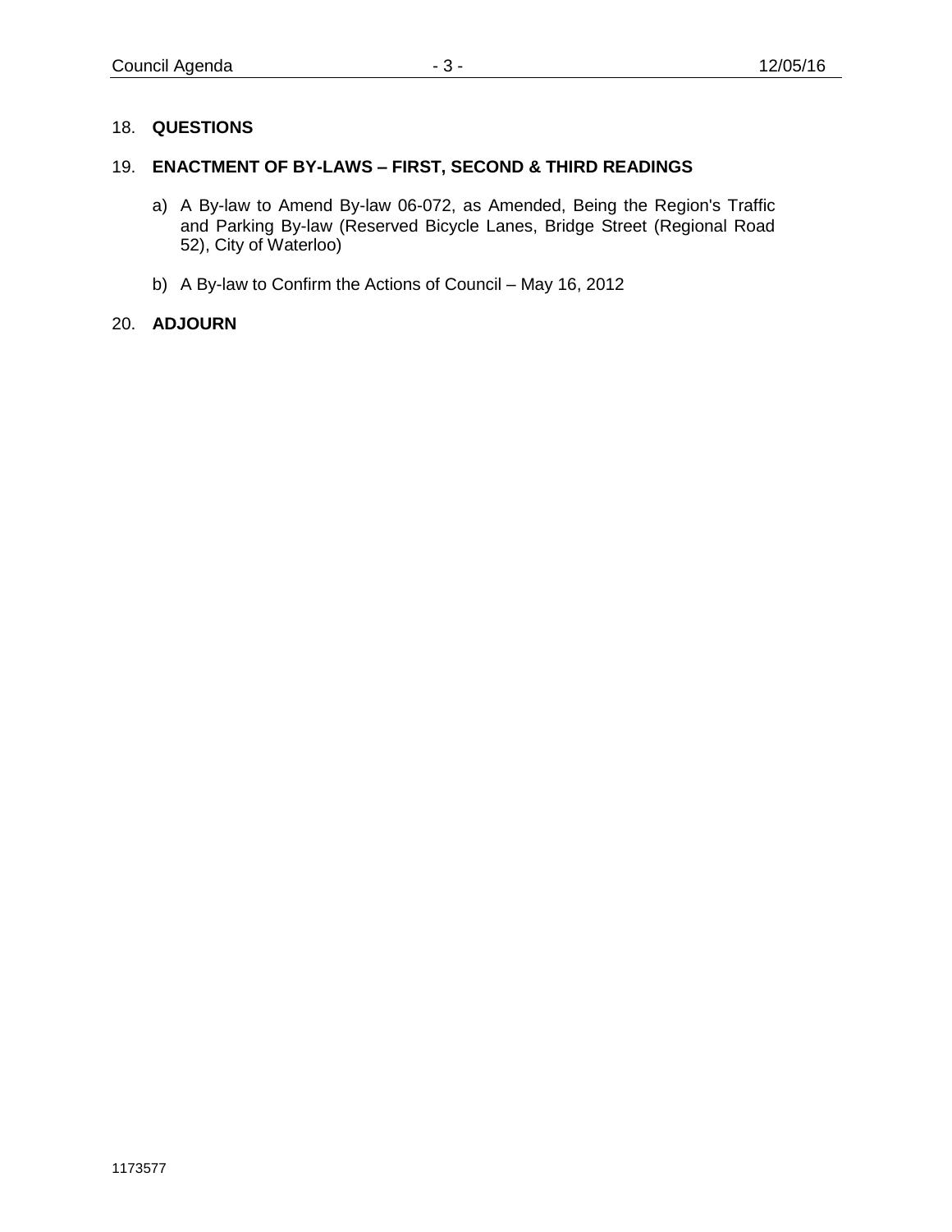18. **QUESTIONS**

19. **ENACTMENT OF BY-LAWS – FIRST, SECOND & THIRD READINGS**

    a) A By-law to Amend By-law 06-072, as Amended, Being the Region's Traffic and Parking By-law (Reserved Bicycle Lanes, Bridge Street (Regional Road 52), City of Waterloo)

    b) A By-law to Confirm the Actions of Council – May 16, 2012

20. **ADJOURN**

1173577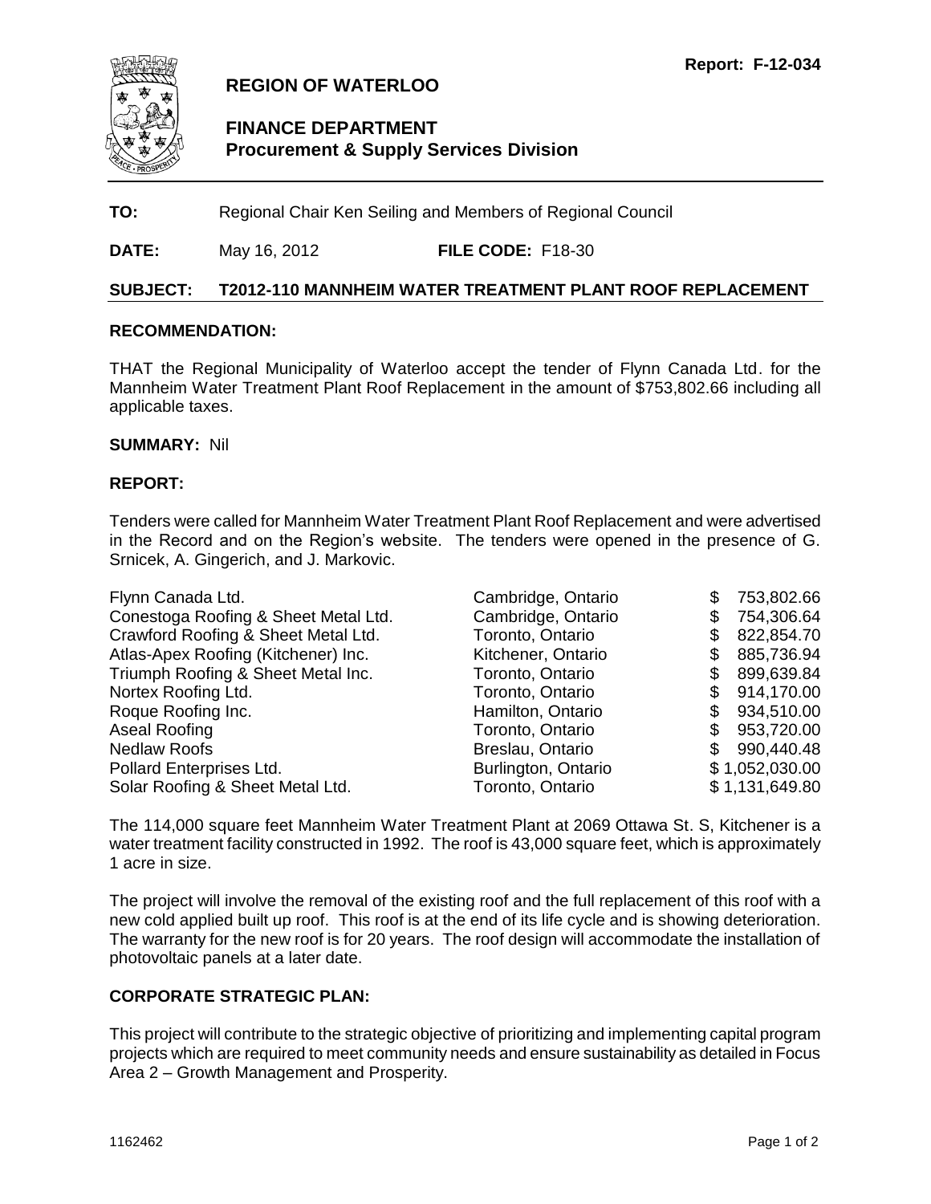**Report: F-12-034**

# REGION OF WATERLOO

## FINANCE DEPARTMENT
## Procurement & Supply Services Division

**TO:** Regional Chair Ken Seiling and Members of Regional Council

**DATE:** May 16, 2012 **FILE CODE:** F18-30

**SUBJECT: T2012-110 MANNHEIM WATER TREATMENT PLANT ROOF REPLACEMENT**

### RECOMMENDATION:

THAT the Regional Municipality of Waterloo accept the tender of Flynn Canada Ltd. for the Mannheim Water Treatment Plant Roof Replacement in the amount of $753,802.66 including all applicable taxes.

**SUMMARY:** Nil

### REPORT:

Tenders were called for Mannheim Water Treatment Plant Roof Replacement and were advertised in the Record and on the Region's website. The tenders were opened in the presence of G. Srnicek, A. Gingerich, and J. Markovic.

| | | |
|---|---|---|
| Flynn Canada Ltd. | Cambridge, Ontario | $ 753,802.66 |
| Conestoga Roofing & Sheet Metal Ltd. | Cambridge, Ontario | $ 754,306.64 |
| Crawford Roofing & Sheet Metal Ltd. | Toronto, Ontario | $ 822,854.70 |
| Atlas-Apex Roofing (Kitchener) Inc. | Kitchener, Ontario | $ 885,736.94 |
| Triumph Roofing & Sheet Metal Inc. | Toronto, Ontario | $ 899,639.84 |
| Nortex Roofing Ltd. | Toronto, Ontario | $ 914,170.00 |
| Roque Roofing Inc. | Hamilton, Ontario | $ 934,510.00 |
| Aseal Roofing | Toronto, Ontario | $ 953,720.00 |
| Nedlaw Roofs | Breslau, Ontario | $ 990,440.48 |
| Pollard Enterprises Ltd. | Burlington, Ontario | $ 1,052,030.00 |
| Solar Roofing & Sheet Metal Ltd. | Toronto, Ontario | $ 1,131,649.80 |

The 114,000 square feet Mannheim Water Treatment Plant at 2069 Ottawa St. S, Kitchener is a water treatment facility constructed in 1992. The roof is 43,000 square feet, which is approximately 1 acre in size.

The project will involve the removal of the existing roof and the full replacement of this roof with a new cold applied built up roof. This roof is at the end of its life cycle and is showing deterioration. The warranty for the new roof is for 20 years. The roof design will accommodate the installation of photovoltaic panels at a later date.

### CORPORATE STRATEGIC PLAN:

This project will contribute to the strategic objective of prioritizing and implementing capital program projects which are required to meet community needs and ensure sustainability as detailed in Focus Area 2 – Growth Management and Prosperity.

1162462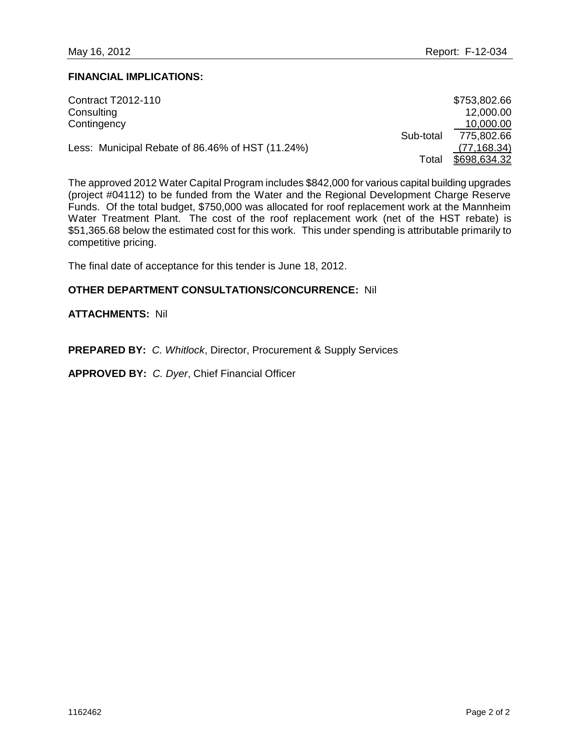**FINANCIAL IMPLICATIONS:**

| | | |
|---|---|---|
| Contract T2012-110 | | $753,802.66 |
| Consulting | | 12,000.00 |
| Contingency | | 10,000.00 |
| | Sub-total | 775,802.66 |
| Less: Municipal Rebate of 86.46% of HST (11.24%) | | (77,168.34) |
| | Total | $698,634.32 |

The approved 2012 Water Capital Program includes $842,000 for various capital building upgrades (project #04112) to be funded from the Water and the Regional Development Charge Reserve Funds. Of the total budget, $750,000 was allocated for roof replacement work at the Mannheim Water Treatment Plant. The cost of the roof replacement work (net of the HST rebate) is $51,365.68 below the estimated cost for this work. This under spending is attributable primarily to competitive pricing.

The final date of acceptance for this tender is June 18, 2012.

**OTHER DEPARTMENT CONSULTATIONS/CONCURRENCE:** Nil

**ATTACHMENTS:** Nil

**PREPARED BY:** *C. Whitlock*, Director, Procurement & Supply Services

**APPROVED BY:** *C. Dyer*, Chief Financial Officer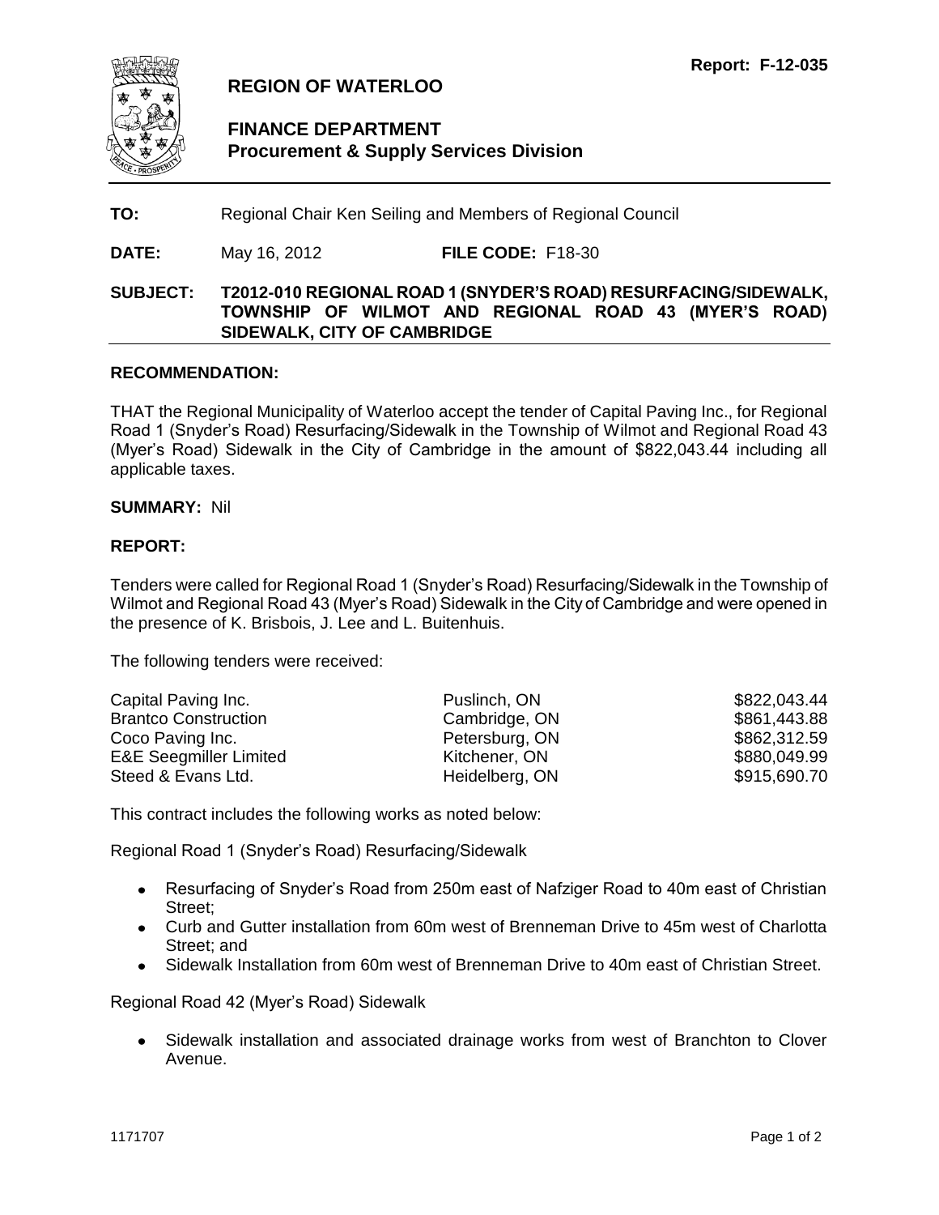Report: F-12-035

# REGION OF WATERLOO

## FINANCE DEPARTMENT
## Procurement & Supply Services Division

**TO:** Regional Chair Ken Seiling and Members of Regional Council

**DATE:** May 16, 2012 **FILE CODE:** F18-30

**SUBJECT: T2012-010 REGIONAL ROAD 1 (SNYDER'S ROAD) RESURFACING/SIDEWALK, TOWNSHIP OF WILMOT AND REGIONAL ROAD 43 (MYER'S ROAD) SIDEWALK, CITY OF CAMBRIDGE**

**RECOMMENDATION:**

THAT the Regional Municipality of Waterloo accept the tender of Capital Paving Inc., for Regional Road 1 (Snyder's Road) Resurfacing/Sidewalk in the Township of Wilmot and Regional Road 43 (Myer's Road) Sidewalk in the City of Cambridge in the amount of $822,043.44 including all applicable taxes.

**SUMMARY:** Nil

**REPORT:**

Tenders were called for Regional Road 1 (Snyder's Road) Resurfacing/Sidewalk in the Township of Wilmot and Regional Road 43 (Myer's Road) Sidewalk in the City of Cambridge and were opened in the presence of K. Brisbois, J. Lee and L. Buitenhuis.

The following tenders were received:

| | | |
|---|---|---|
| Capital Paving Inc. | Puslinch, ON | $822,043.44 |
| Brantco Construction | Cambridge, ON | $861,443.88 |
| Coco Paving Inc. | Petersburg, ON | $862,312.59 |
| E&E Seegmiller Limited | Kitchener, ON | $880,049.99 |
| Steed & Evans Ltd. | Heidelberg, ON | $915,690.70 |

This contract includes the following works as noted below:

Regional Road 1 (Snyder's Road) Resurfacing/Sidewalk

- Resurfacing of Snyder's Road from 250m east of Nafziger Road to 40m east of Christian Street;
- Curb and Gutter installation from 60m west of Brenneman Drive to 45m west of Charlotta Street; and
- Sidewalk Installation from 60m west of Brenneman Drive to 40m east of Christian Street.

Regional Road 42 (Myer's Road) Sidewalk

- Sidewalk installation and associated drainage works from west of Branchton to Clover Avenue.

1171707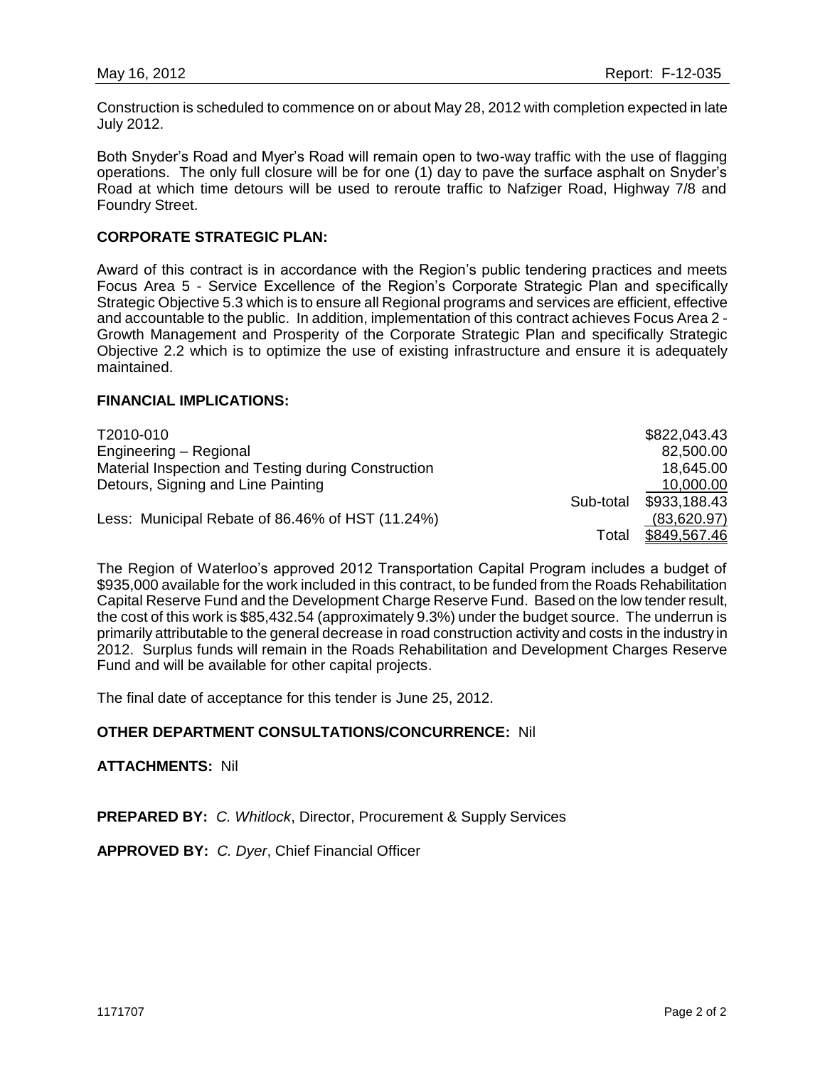Construction is scheduled to commence on or about May 28, 2012 with completion expected in late July 2012.

Both Snyder's Road and Myer's Road will remain open to two-way traffic with the use of flagging operations. The only full closure will be for one (1) day to pave the surface asphalt on Snyder's Road at which time detours will be used to reroute traffic to Nafziger Road, Highway 7/8 and Foundry Street.

**CORPORATE STRATEGIC PLAN:**

Award of this contract is in accordance with the Region's public tendering practices and meets Focus Area 5 - Service Excellence of the Region's Corporate Strategic Plan and specifically Strategic Objective 5.3 which is to ensure all Regional programs and services are efficient, effective and accountable to the public. In addition, implementation of this contract achieves Focus Area 2 - Growth Management and Prosperity of the Corporate Strategic Plan and specifically Strategic Objective 2.2 which is to optimize the use of existing infrastructure and ensure it is adequately maintained.

**FINANCIAL IMPLICATIONS:**

| | | |
|---|---|---|
| T2010-010 | | $822,043.43 |
| Engineering – Regional | | 82,500.00 |
| Material Inspection and Testing during Construction | | 18,645.00 |
| Detours, Signing and Line Painting | | 10,000.00 |
| | Sub-total | $933,188.43 |
| Less: Municipal Rebate of 86.46% of HST (11.24%) | | (83,620.97) |
| | Total | $849,567.46 |

The Region of Waterloo's approved 2012 Transportation Capital Program includes a budget of $935,000 available for the work included in this contract, to be funded from the Roads Rehabilitation Capital Reserve Fund and the Development Charge Reserve Fund. Based on the low tender result, the cost of this work is $85,432.54 (approximately 9.3%) under the budget source. The underrun is primarily attributable to the general decrease in road construction activity and costs in the industry in 2012. Surplus funds will remain in the Roads Rehabilitation and Development Charges Reserve Fund and will be available for other capital projects.

The final date of acceptance for this tender is June 25, 2012.

**OTHER DEPARTMENT CONSULTATIONS/CONCURRENCE:** Nil

**ATTACHMENTS:** Nil

**PREPARED BY:** *C. Whitlock*, Director, Procurement & Supply Services

**APPROVED BY:** *C. Dyer*, Chief Financial Officer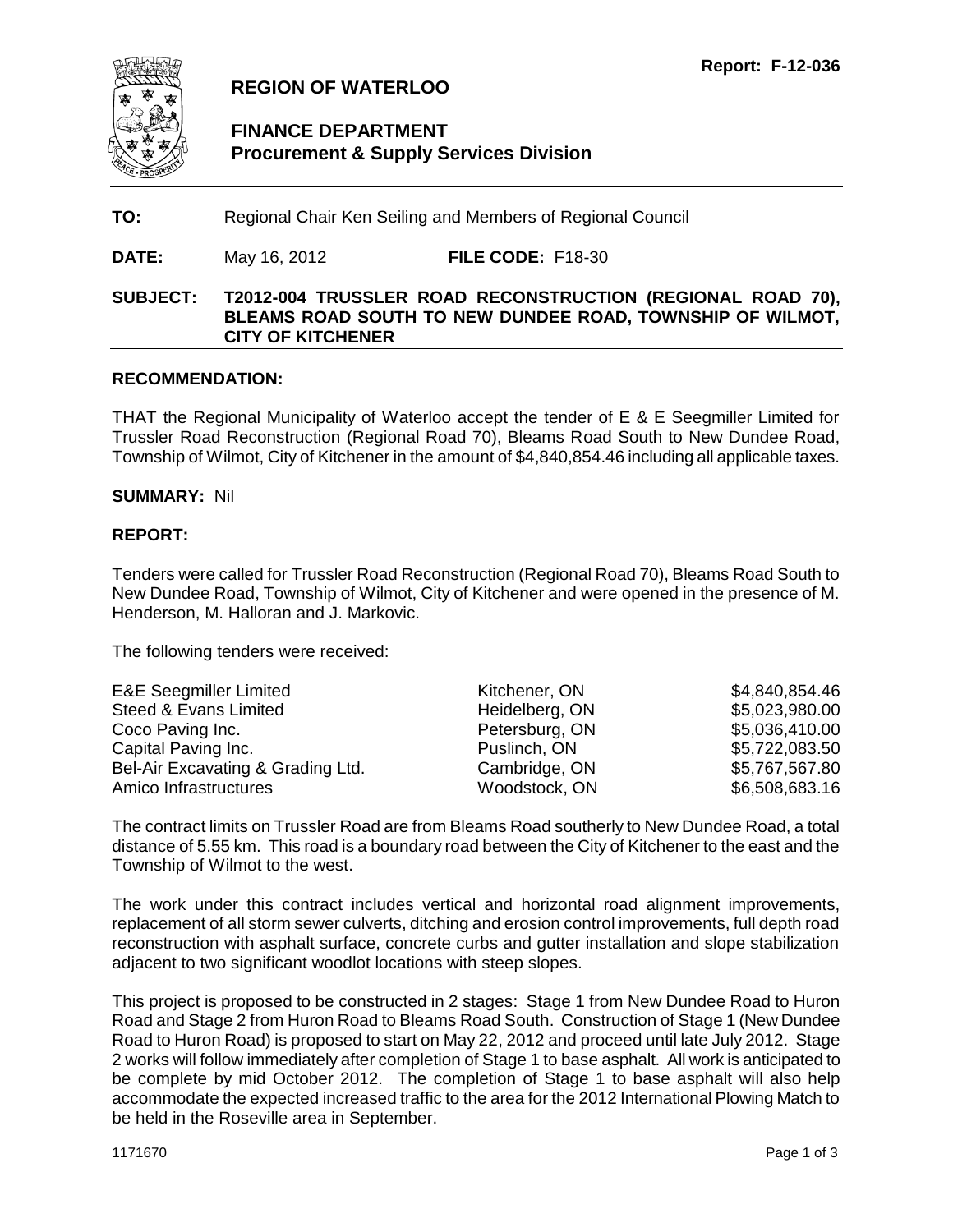Report: F-12-036

# REGION OF WATERLOO

## FINANCE DEPARTMENT
## Procurement & Supply Services Division

**TO:** Regional Chair Ken Seiling and Members of Regional Council

**DATE:** May 16, 2012 **FILE CODE:** F18-30

**SUBJECT: T2012-004 TRUSSLER ROAD RECONSTRUCTION (REGIONAL ROAD 70), BLEAMS ROAD SOUTH TO NEW DUNDEE ROAD, TOWNSHIP OF WILMOT, CITY OF KITCHENER**

**RECOMMENDATION:**

THAT the Regional Municipality of Waterloo accept the tender of E & E Seegmiller Limited for Trussler Road Reconstruction (Regional Road 70), Bleams Road South to New Dundee Road, Township of Wilmot, City of Kitchener in the amount of $4,840,854.46 including all applicable taxes.

**SUMMARY:** Nil

**REPORT:**

Tenders were called for Trussler Road Reconstruction (Regional Road 70), Bleams Road South to New Dundee Road, Township of Wilmot, City of Kitchener and were opened in the presence of M. Henderson, M. Halloran and J. Markovic.

The following tenders were received:

| | | |
|---|---|---|
| E&E Seegmiller Limited | Kitchener, ON | $4,840,854.46 |
| Steed & Evans Limited | Heidelberg, ON | $5,023,980.00 |
| Coco Paving Inc. | Petersburg, ON | $5,036,410.00 |
| Capital Paving Inc. | Puslinch, ON | $5,722,083.50 |
| Bel-Air Excavating & Grading Ltd. | Cambridge, ON | $5,767,567.80 |
| Amico Infrastructures | Woodstock, ON | $6,508,683.16 |

The contract limits on Trussler Road are from Bleams Road southerly to New Dundee Road, a total distance of 5.55 km. This road is a boundary road between the City of Kitchener to the east and the Township of Wilmot to the west.

The work under this contract includes vertical and horizontal road alignment improvements, replacement of all storm sewer culverts, ditching and erosion control improvements, full depth road reconstruction with asphalt surface, concrete curbs and gutter installation and slope stabilization adjacent to two significant woodlot locations with steep slopes.

This project is proposed to be constructed in 2 stages: Stage 1 from New Dundee Road to Huron Road and Stage 2 from Huron Road to Bleams Road South. Construction of Stage 1 (New Dundee Road to Huron Road) is proposed to start on May 22, 2012 and proceed until late July 2012. Stage 2 works will follow immediately after completion of Stage 1 to base asphalt. All work is anticipated to be complete by mid October 2012. The completion of Stage 1 to base asphalt will also help accommodate the expected increased traffic to the area for the 2012 International Plowing Match to be held in the Roseville area in September.

1171670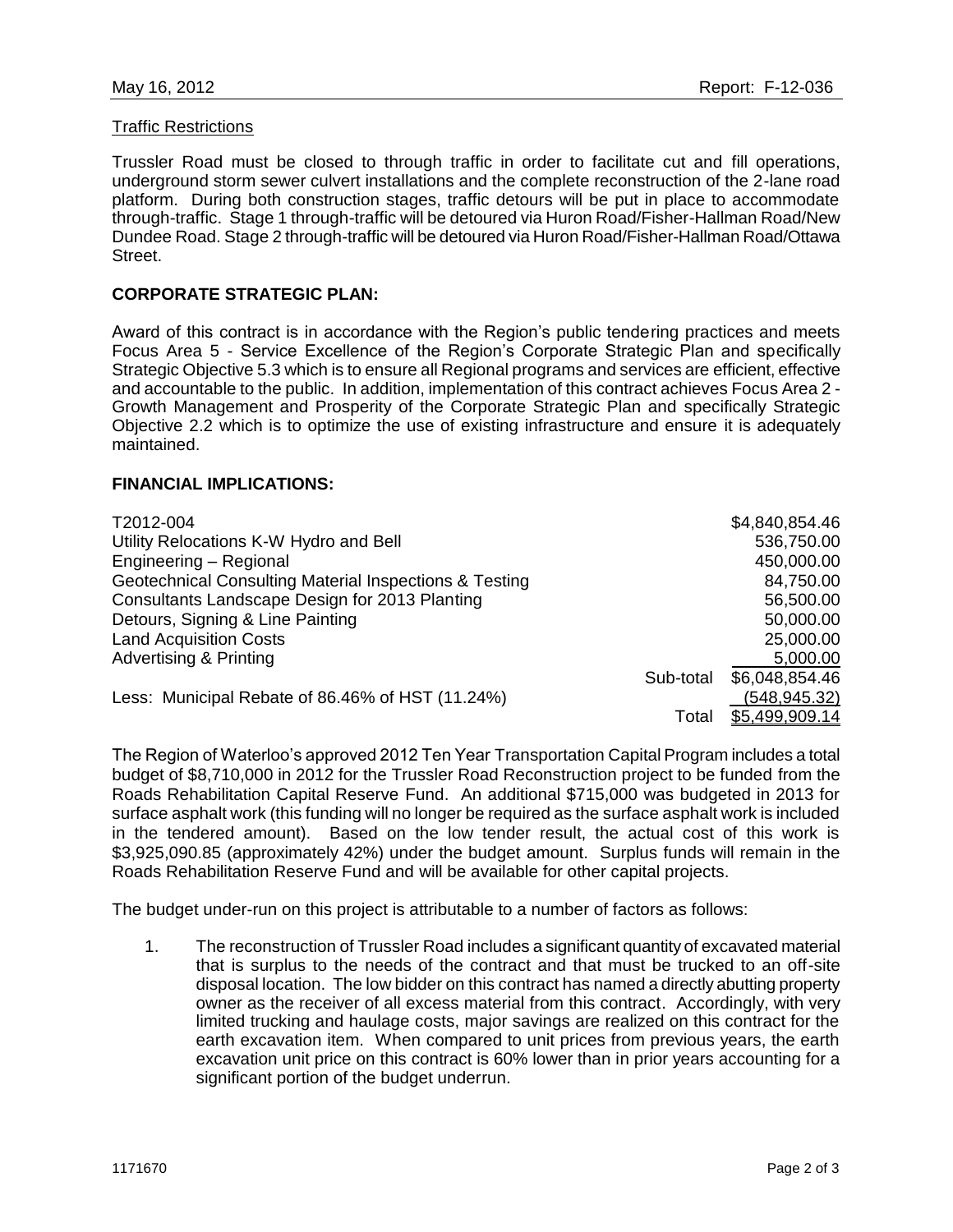Traffic Restrictions

Trussler Road must be closed to through traffic in order to facilitate cut and fill operations, underground storm sewer culvert installations and the complete reconstruction of the 2-lane road platform. During both construction stages, traffic detours will be put in place to accommodate through-traffic. Stage 1 through-traffic will be detoured via Huron Road/Fisher-Hallman Road/New Dundee Road. Stage 2 through-traffic will be detoured via Huron Road/Fisher-Hallman Road/Ottawa Street.

## CORPORATE STRATEGIC PLAN:

Award of this contract is in accordance with the Region's public tendering practices and meets Focus Area 5 - Service Excellence of the Region's Corporate Strategic Plan and specifically Strategic Objective 5.3 which is to ensure all Regional programs and services are efficient, effective and accountable to the public. In addition, implementation of this contract achieves Focus Area 2 - Growth Management and Prosperity of the Corporate Strategic Plan and specifically Strategic Objective 2.2 which is to optimize the use of existing infrastructure and ensure it is adequately maintained.

## FINANCIAL IMPLICATIONS:

| | | |
|---|---|---|
| T2012-004 | | $4,840,854.46 |
| Utility Relocations K-W Hydro and Bell | | 536,750.00 |
| Engineering – Regional | | 450,000.00 |
| Geotechnical Consulting Material Inspections & Testing | | 84,750.00 |
| Consultants Landscape Design for 2013 Planting | | 56,500.00 |
| Detours, Signing & Line Painting | | 50,000.00 |
| Land Acquisition Costs | | 25,000.00 |
| Advertising & Printing | | 5,000.00 |
| | Sub-total | $6,048,854.46 |
| Less: Municipal Rebate of 86.46% of HST (11.24%) | | (548,945.32) |
| | Total | $5,499,909.14 |

The Region of Waterloo's approved 2012 Ten Year Transportation Capital Program includes a total budget of $8,710,000 in 2012 for the Trussler Road Reconstruction project to be funded from the Roads Rehabilitation Capital Reserve Fund. An additional $715,000 was budgeted in 2013 for surface asphalt work (this funding will no longer be required as the surface asphalt work is included in the tendered amount). Based on the low tender result, the actual cost of this work is $3,925,090.85 (approximately 42%) under the budget amount. Surplus funds will remain in the Roads Rehabilitation Reserve Fund and will be available for other capital projects.

The budget under-run on this project is attributable to a number of factors as follows:

1. The reconstruction of Trussler Road includes a significant quantity of excavated material that is surplus to the needs of the contract and that must be trucked to an off-site disposal location. The low bidder on this contract has named a directly abutting property owner as the receiver of all excess material from this contract. Accordingly, with very limited trucking and haulage costs, major savings are realized on this contract for the earth excavation item. When compared to unit prices from previous years, the earth excavation unit price on this contract is 60% lower than in prior years accounting for a significant portion of the budget underrun.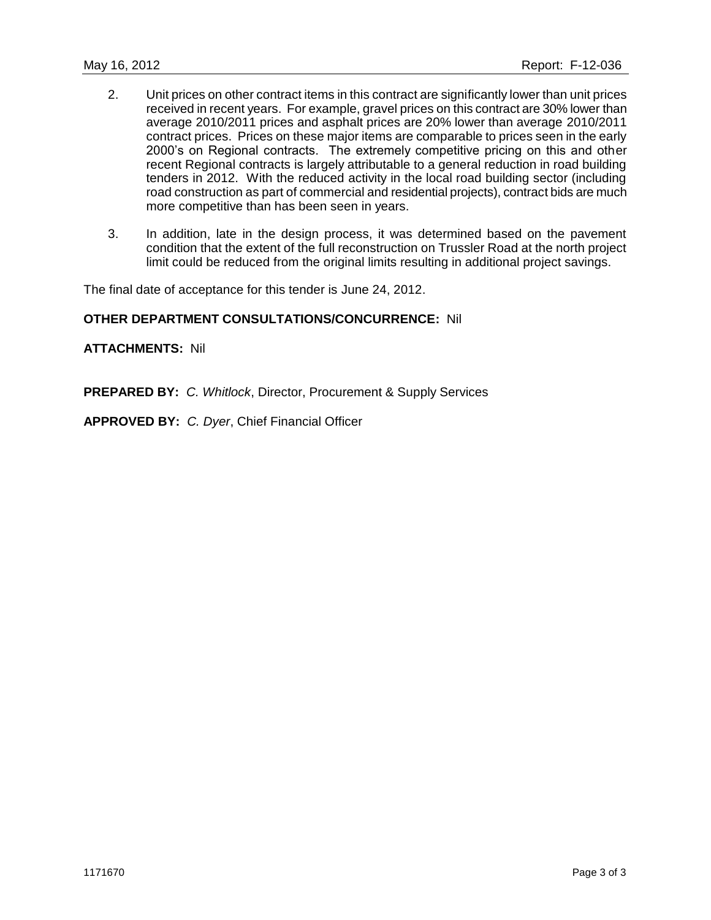2. Unit prices on other contract items in this contract are significantly lower than unit prices received in recent years. For example, gravel prices on this contract are 30% lower than average 2010/2011 prices and asphalt prices are 20% lower than average 2010/2011 contract prices. Prices on these major items are comparable to prices seen in the early 2000's on Regional contracts. The extremely competitive pricing on this and other recent Regional contracts is largely attributable to a general reduction in road building tenders in 2012. With the reduced activity in the local road building sector (including road construction as part of commercial and residential projects), contract bids are much more competitive than has been seen in years.

3. In addition, late in the design process, it was determined based on the pavement condition that the extent of the full reconstruction on Trussler Road at the north project limit could be reduced from the original limits resulting in additional project savings.

The final date of acceptance for this tender is June 24, 2012.

**OTHER DEPARTMENT CONSULTATIONS/CONCURRENCE:** Nil

**ATTACHMENTS:** Nil

**PREPARED BY:** *C. Whitlock*, Director, Procurement & Supply Services

**APPROVED BY:** *C. Dyer*, Chief Financial Officer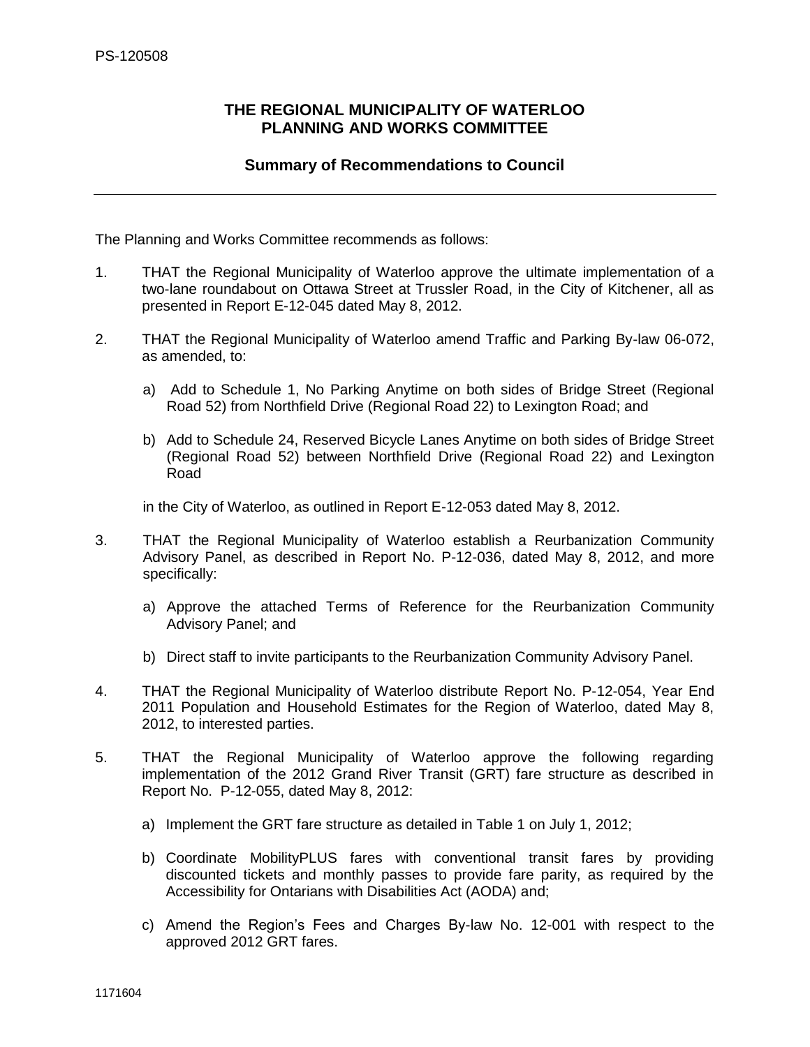PS-120508

## THE REGIONAL MUNICIPALITY OF WATERLOO
## PLANNING AND WORKS COMMITTEE

### Summary of Recommendations to Council

---

The Planning and Works Committee recommends as follows:

1. THAT the Regional Municipality of Waterloo approve the ultimate implementation of a two-lane roundabout on Ottawa Street at Trussler Road, in the City of Kitchener, all as presented in Report E-12-045 dated May 8, 2012.

2. THAT the Regional Municipality of Waterloo amend Traffic and Parking By-law 06-072, as amended, to:

   a) Add to Schedule 1, No Parking Anytime on both sides of Bridge Street (Regional Road 52) from Northfield Drive (Regional Road 22) to Lexington Road; and

   b) Add to Schedule 24, Reserved Bicycle Lanes Anytime on both sides of Bridge Street (Regional Road 52) between Northfield Drive (Regional Road 22) and Lexington Road

   in the City of Waterloo, as outlined in Report E-12-053 dated May 8, 2012.

3. THAT the Regional Municipality of Waterloo establish a Reurbanization Community Advisory Panel, as described in Report No. P-12-036, dated May 8, 2012, and more specifically:

   a) Approve the attached Terms of Reference for the Reurbanization Community Advisory Panel; and

   b) Direct staff to invite participants to the Reurbanization Community Advisory Panel.

4. THAT the Regional Municipality of Waterloo distribute Report No. P-12-054, Year End 2011 Population and Household Estimates for the Region of Waterloo, dated May 8, 2012, to interested parties.

5. THAT the Regional Municipality of Waterloo approve the following regarding implementation of the 2012 Grand River Transit (GRT) fare structure as described in Report No. P-12-055, dated May 8, 2012:

   a) Implement the GRT fare structure as detailed in Table 1 on July 1, 2012;

   b) Coordinate MobilityPLUS fares with conventional transit fares by providing discounted tickets and monthly passes to provide fare parity, as required by the Accessibility for Ontarians with Disabilities Act (AODA) and;

   c) Amend the Region's Fees and Charges By-law No. 12-001 with respect to the approved 2012 GRT fares.

1171604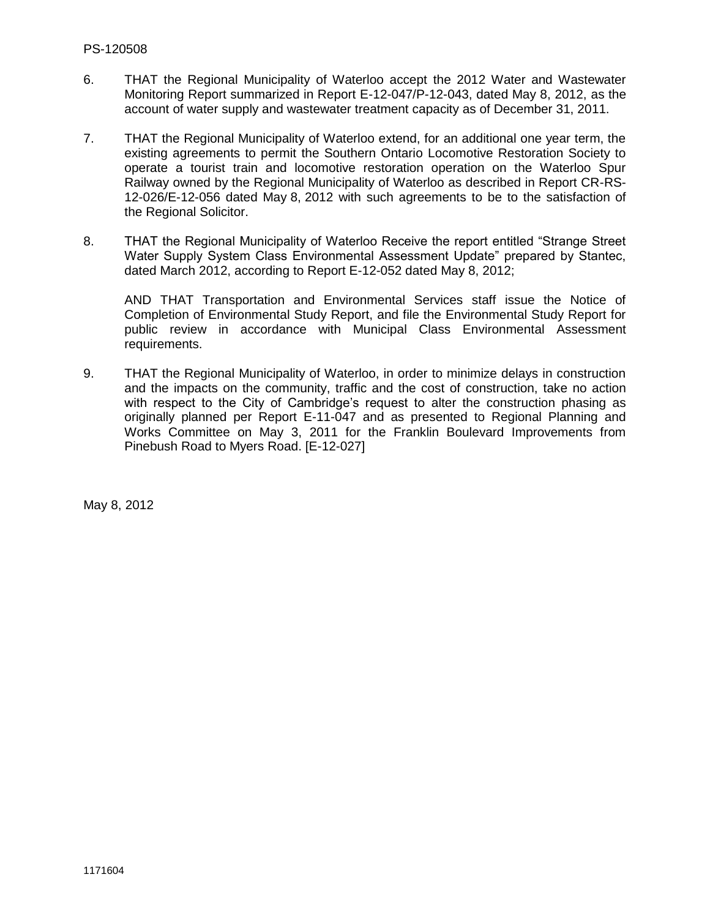6. THAT the Regional Municipality of Waterloo accept the 2012 Water and Wastewater Monitoring Report summarized in Report E-12-047/P-12-043, dated May 8, 2012, as the account of water supply and wastewater treatment capacity as of December 31, 2011.

7. THAT the Regional Municipality of Waterloo extend, for an additional one year term, the existing agreements to permit the Southern Ontario Locomotive Restoration Society to operate a tourist train and locomotive restoration operation on the Waterloo Spur Railway owned by the Regional Municipality of Waterloo as described in Report CR-RS-12-026/E-12-056 dated May 8, 2012 with such agreements to be to the satisfaction of the Regional Solicitor.

8. THAT the Regional Municipality of Waterloo Receive the report entitled "Strange Street Water Supply System Class Environmental Assessment Update" prepared by Stantec, dated March 2012, according to Report E-12-052 dated May 8, 2012;

   AND THAT Transportation and Environmental Services staff issue the Notice of Completion of Environmental Study Report, and file the Environmental Study Report for public review in accordance with Municipal Class Environmental Assessment requirements.

9. THAT the Regional Municipality of Waterloo, in order to minimize delays in construction and the impacts on the community, traffic and the cost of construction, take no action with respect to the City of Cambridge's request to alter the construction phasing as originally planned per Report E-11-047 and as presented to Regional Planning and Works Committee on May 3, 2011 for the Franklin Boulevard Improvements from Pinebush Road to Myers Road. [E-12-027]

May 8, 2012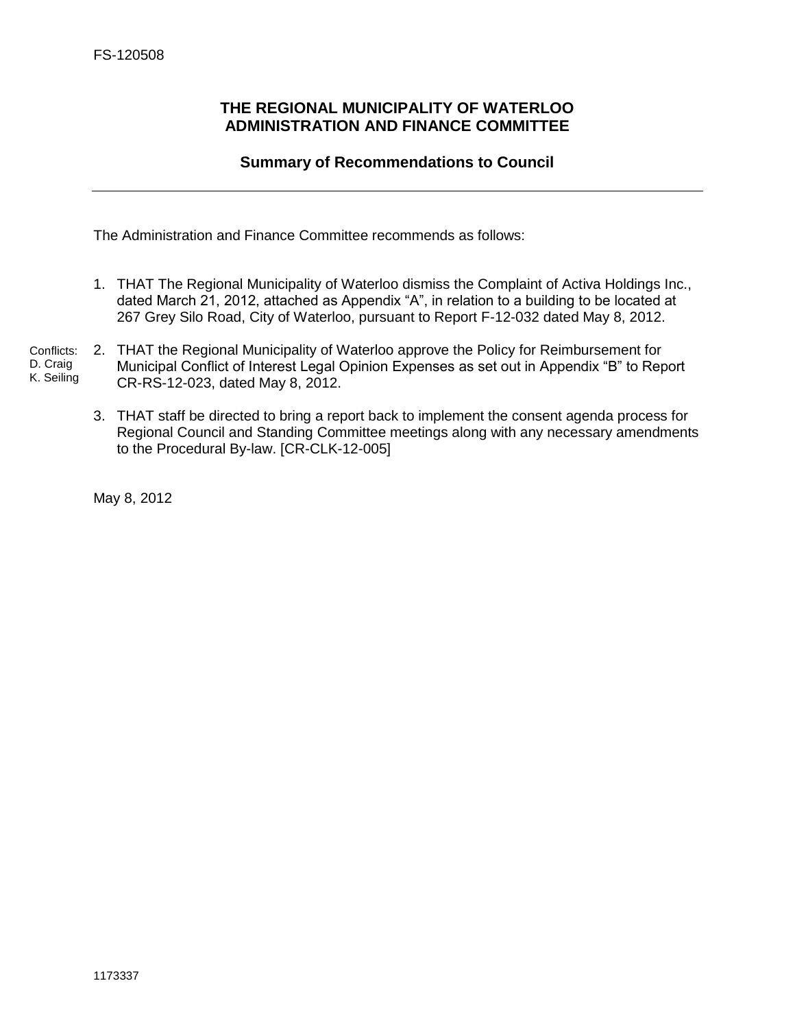FS-120508

## THE REGIONAL MUNICIPALITY OF WATERLOO
## ADMINISTRATION AND FINANCE COMMITTEE

### Summary of Recommendations to Council

---

The Administration and Finance Committee recommends as follows:

1. THAT The Regional Municipality of Waterloo dismiss the Complaint of Activa Holdings Inc., dated March 21, 2012, attached as Appendix "A", in relation to a building to be located at 267 Grey Silo Road, City of Waterloo, pursuant to Report F-12-032 dated May 8, 2012.

Conflicts: D. Craig K. Seiling

2. THAT the Regional Municipality of Waterloo approve the Policy for Reimbursement for Municipal Conflict of Interest Legal Opinion Expenses as set out in Appendix "B" to Report CR-RS-12-023, dated May 8, 2012.

3. THAT staff be directed to bring a report back to implement the consent agenda process for Regional Council and Standing Committee meetings along with any necessary amendments to the Procedural By-law. [CR-CLK-12-005]

May 8, 2012

1173337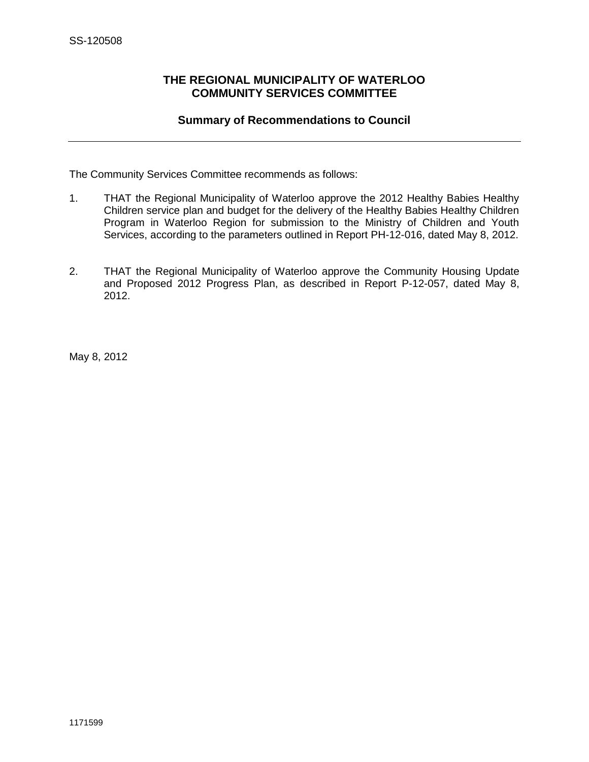SS-120508

## THE REGIONAL MUNICIPALITY OF WATERLOO
## COMMUNITY SERVICES COMMITTEE

### Summary of Recommendations to Council

---

The Community Services Committee recommends as follows:

1. THAT the Regional Municipality of Waterloo approve the 2012 Healthy Babies Healthy Children service plan and budget for the delivery of the Healthy Babies Healthy Children Program in Waterloo Region for submission to the Ministry of Children and Youth Services, according to the parameters outlined in Report PH-12-016, dated May 8, 2012.

2. THAT the Regional Municipality of Waterloo approve the Community Housing Update and Proposed 2012 Progress Plan, as described in Report P-12-057, dated May 8, 2012.

May 8, 2012

1171599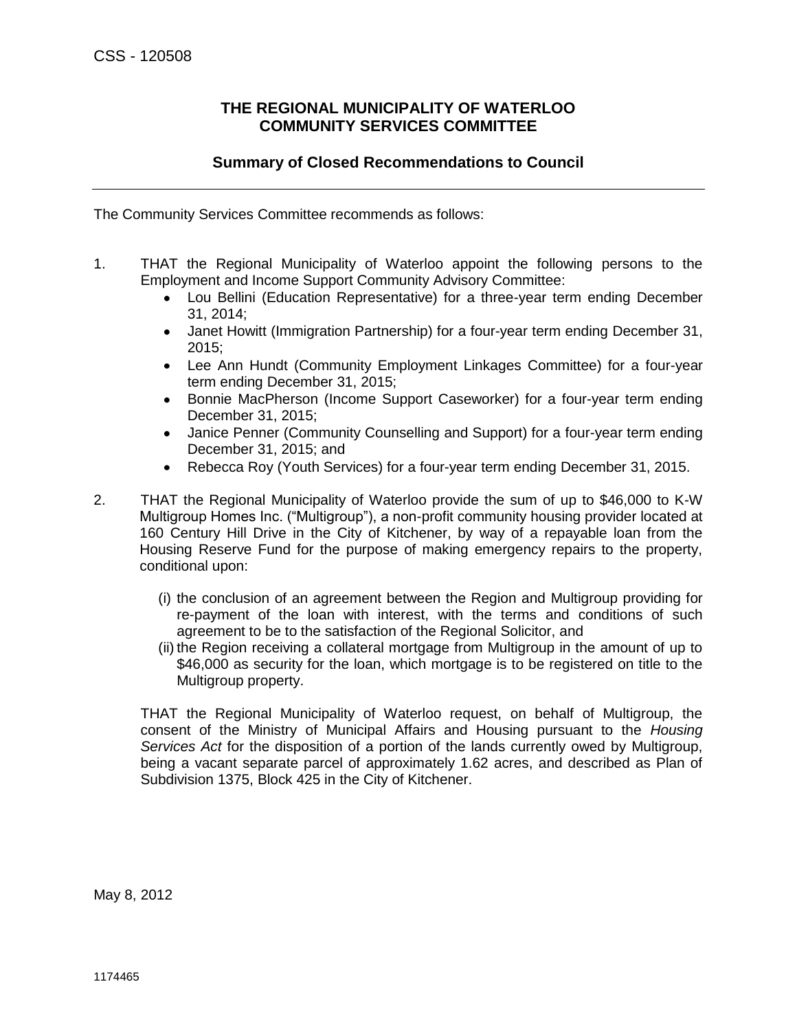CSS - 120508

**THE REGIONAL MUNICIPALITY OF WATERLOO**
**COMMUNITY SERVICES COMMITTEE**

**Summary of Closed Recommendations to Council**

---

The Community Services Committee recommends as follows:

1. THAT the Regional Municipality of Waterloo appoint the following persons to the Employment and Income Support Community Advisory Committee:
   - Lou Bellini (Education Representative) for a three-year term ending December 31, 2014;
   - Janet Howitt (Immigration Partnership) for a four-year term ending December 31, 2015;
   - Lee Ann Hundt (Community Employment Linkages Committee) for a four-year term ending December 31, 2015;
   - Bonnie MacPherson (Income Support Caseworker) for a four-year term ending December 31, 2015;
   - Janice Penner (Community Counselling and Support) for a four-year term ending December 31, 2015; and
   - Rebecca Roy (Youth Services) for a four-year term ending December 31, 2015.

2. THAT the Regional Municipality of Waterloo provide the sum of up to $46,000 to K-W Multigroup Homes Inc. ("Multigroup"), a non-profit community housing provider located at 160 Century Hill Drive in the City of Kitchener, by way of a repayable loan from the Housing Reserve Fund for the purpose of making emergency repairs to the property, conditional upon:

   (i) the conclusion of an agreement between the Region and Multigroup providing for re-payment of the loan with interest, with the terms and conditions of such agreement to be to the satisfaction of the Regional Solicitor, and

   (ii) the Region receiving a collateral mortgage from Multigroup in the amount of up to $46,000 as security for the loan, which mortgage is to be registered on title to the Multigroup property.

   THAT the Regional Municipality of Waterloo request, on behalf of Multigroup, the consent of the Ministry of Municipal Affairs and Housing pursuant to the *Housing Services Act* for the disposition of a portion of the lands currently owed by Multigroup, being a vacant separate parcel of approximately 1.62 acres, and described as Plan of Subdivision 1375, Block 425 in the City of Kitchener.

May 8, 2012

1174465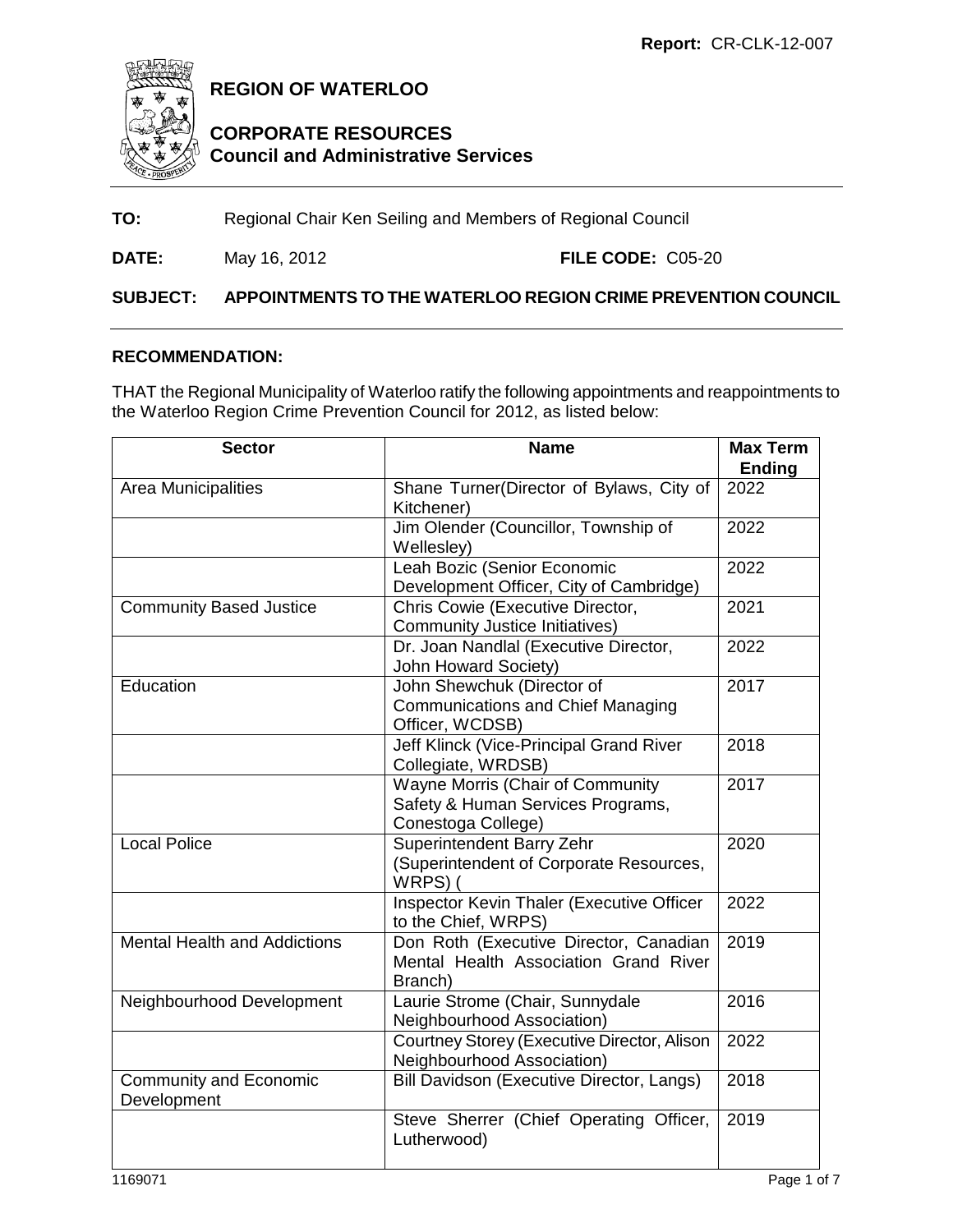**Report:** CR-CLK-12-007

## REGION OF WATERLOO

## CORPORATE RESOURCES
**Council and Administrative Services**

**TO:** Regional Chair Ken Seiling and Members of Regional Council

**DATE:** May 16, 2012 **FILE CODE:** C05-20

**SUBJECT: APPOINTMENTS TO THE WATERLOO REGION CRIME PREVENTION COUNCIL**

### RECOMMENDATION:

THAT the Regional Municipality of Waterloo ratify the following appointments and reappointments to the Waterloo Region Crime Prevention Council for 2012, as listed below:

| Sector | Name | Max Term Ending |
|---|---|---|
| Area Municipalities | Shane Turner(Director of Bylaws, City of Kitchener) | 2022 |
| | Jim Olender (Councillor, Township of Wellesley) | 2022 |
| | Leah Bozic (Senior Economic Development Officer, City of Cambridge) | 2022 |
| Community Based Justice | Chris Cowie (Executive Director, Community Justice Initiatives) | 2021 |
| | Dr. Joan Nandlal (Executive Director, John Howard Society) | 2022 |
| Education | John Shewchuk (Director of Communications and Chief Managing Officer, WCDSB) | 2017 |
| | Jeff Klinck (Vice-Principal Grand River Collegiate, WRDSB) | 2018 |
| | Wayne Morris (Chair of Community Safety & Human Services Programs, Conestoga College) | 2017 |
| Local Police | Superintendent Barry Zehr (Superintendent of Corporate Resources, WRPS) ( | 2020 |
| | Inspector Kevin Thaler (Executive Officer to the Chief, WRPS) | 2022 |
| Mental Health and Addictions | Don Roth (Executive Director, Canadian Mental Health Association Grand River Branch) | 2019 |
| Neighbourhood Development | Laurie Strome (Chair, Sunnydale Neighbourhood Association) | 2016 |
| | Courtney Storey (Executive Director, Alison Neighbourhood Association) | 2022 |
| Community and Economic Development | Bill Davidson (Executive Director, Langs) | 2018 |
| | Steve Sherrer (Chief Operating Officer, Lutherwood) | 2019 |

1169071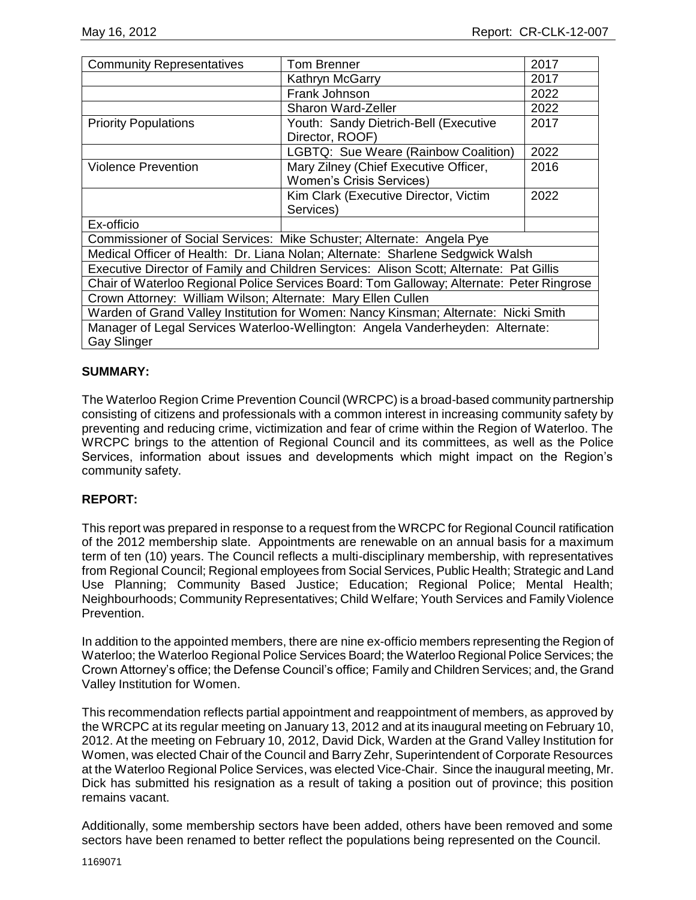| Community Representatives | Tom Brenner | 2017 |
|---|---|---|
| | Kathryn McGarry | 2017 |
| | Frank Johnson | 2022 |
| | Sharon Ward-Zeller | 2022 |
| Priority Populations | Youth: Sandy Dietrich-Bell (Executive Director, ROOF) | 2017 |
| | LGBTQ: Sue Weare (Rainbow Coalition) | 2022 |
| Violence Prevention | Mary Zilney (Chief Executive Officer, Women's Crisis Services) | 2016 |
| | Kim Clark (Executive Director, Victim Services) | 2022 |
| Ex-officio | | |
| Commissioner of Social Services: Mike Schuster; Alternate: Angela Pye | | |
| Medical Officer of Health: Dr. Liana Nolan; Alternate: Sharlene Sedgwick Walsh | | |
| Executive Director of Family and Children Services: Alison Scott; Alternate: Pat Gillis | | |
| Chair of Waterloo Regional Police Services Board: Tom Galloway; Alternate: Peter Ringrose | | |
| Crown Attorney: William Wilson; Alternate: Mary Ellen Cullen | | |
| Warden of Grand Valley Institution for Women: Nancy Kinsman; Alternate: Nicki Smith | | |
| Manager of Legal Services Waterloo-Wellington: Angela Vanderheyden: Alternate: Gay Slinger | | |

**SUMMARY:**

The Waterloo Region Crime Prevention Council (WRCPC) is a broad-based community partnership consisting of citizens and professionals with a common interest in increasing community safety by preventing and reducing crime, victimization and fear of crime within the Region of Waterloo. The WRCPC brings to the attention of Regional Council and its committees, as well as the Police Services, information about issues and developments which might impact on the Region's community safety.

**REPORT:**

This report was prepared in response to a request from the WRCPC for Regional Council ratification of the 2012 membership slate. Appointments are renewable on an annual basis for a maximum term of ten (10) years. The Council reflects a multi-disciplinary membership, with representatives from Regional Council; Regional employees from Social Services, Public Health; Strategic and Land Use Planning; Community Based Justice; Education; Regional Police; Mental Health; Neighbourhoods; Community Representatives; Child Welfare; Youth Services and Family Violence Prevention.

In addition to the appointed members, there are nine ex-officio members representing the Region of Waterloo; the Waterloo Regional Police Services Board; the Waterloo Regional Police Services; the Crown Attorney's office; the Defense Council's office; Family and Children Services; and, the Grand Valley Institution for Women.

This recommendation reflects partial appointment and reappointment of members, as approved by the WRCPC at its regular meeting on January 13, 2012 and at its inaugural meeting on February 10, 2012. At the meeting on February 10, 2012, David Dick, Warden at the Grand Valley Institution for Women, was elected Chair of the Council and Barry Zehr, Superintendent of Corporate Resources at the Waterloo Regional Police Services, was elected Vice-Chair. Since the inaugural meeting, Mr. Dick has submitted his resignation as a result of taking a position out of province; this position remains vacant.

Additionally, some membership sectors have been added, others have been removed and some sectors have been renamed to better reflect the populations being represented on the Council.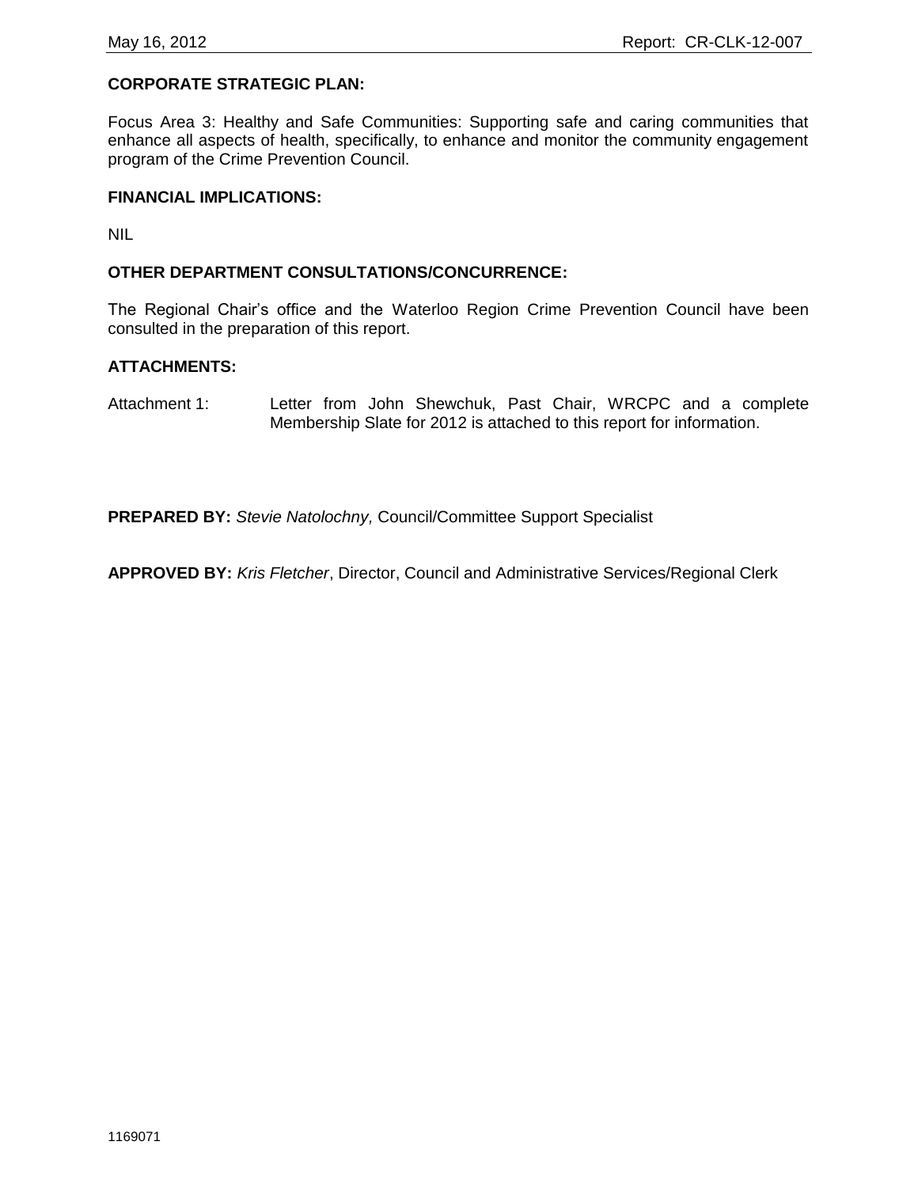**CORPORATE STRATEGIC PLAN:**

Focus Area 3: Healthy and Safe Communities: Supporting safe and caring communities that enhance all aspects of health, specifically, to enhance and monitor the community engagement program of the Crime Prevention Council.

**FINANCIAL IMPLICATIONS:**

NIL

**OTHER DEPARTMENT CONSULTATIONS/CONCURRENCE:**

The Regional Chair's office and the Waterloo Region Crime Prevention Council have been consulted in the preparation of this report.

**ATTACHMENTS:**

Attachment 1: Letter from John Shewchuk, Past Chair, WRCPC and a complete Membership Slate for 2012 is attached to this report for information.

**PREPARED BY:** *Stevie Natolochny,* Council/Committee Support Specialist

**APPROVED BY:** *Kris Fletcher*, Director, Council and Administrative Services/Regional Clerk

1169071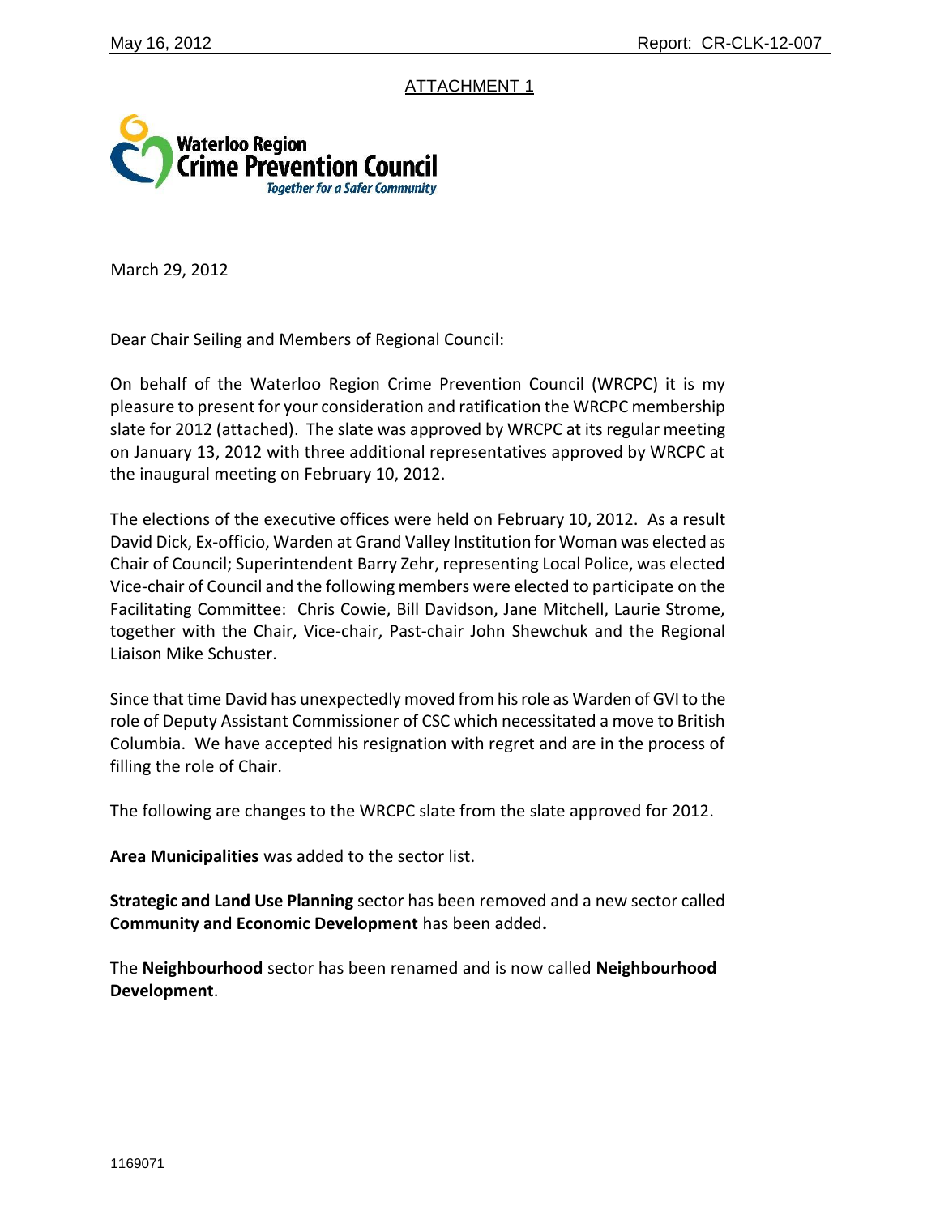ATTACHMENT 1

Waterloo Region Crime Prevention Council
*Together for a Safer Community*

March 29, 2012

Dear Chair Seiling and Members of Regional Council:

On behalf of the Waterloo Region Crime Prevention Council (WRCPC) it is my pleasure to present for your consideration and ratification the WRCPC membership slate for 2012 (attached). The slate was approved by WRCPC at its regular meeting on January 13, 2012 with three additional representatives approved by WRCPC at the inaugural meeting on February 10, 2012.

The elections of the executive offices were held on February 10, 2012. As a result David Dick, Ex-officio, Warden at Grand Valley Institution for Woman was elected as Chair of Council; Superintendent Barry Zehr, representing Local Police, was elected Vice-chair of Council and the following members were elected to participate on the Facilitating Committee: Chris Cowie, Bill Davidson, Jane Mitchell, Laurie Strome, together with the Chair, Vice-chair, Past-chair John Shewchuk and the Regional Liaison Mike Schuster.

Since that time David has unexpectedly moved from his role as Warden of GVI to the role of Deputy Assistant Commissioner of CSC which necessitated a move to British Columbia. We have accepted his resignation with regret and are in the process of filling the role of Chair.

The following are changes to the WRCPC slate from the slate approved for 2012.

**Area Municipalities** was added to the sector list.

**Strategic and Land Use Planning** sector has been removed and a new sector called **Community and Economic Development** has been added**.**

The **Neighbourhood** sector has been renamed and is now called **Neighbourhood Development**.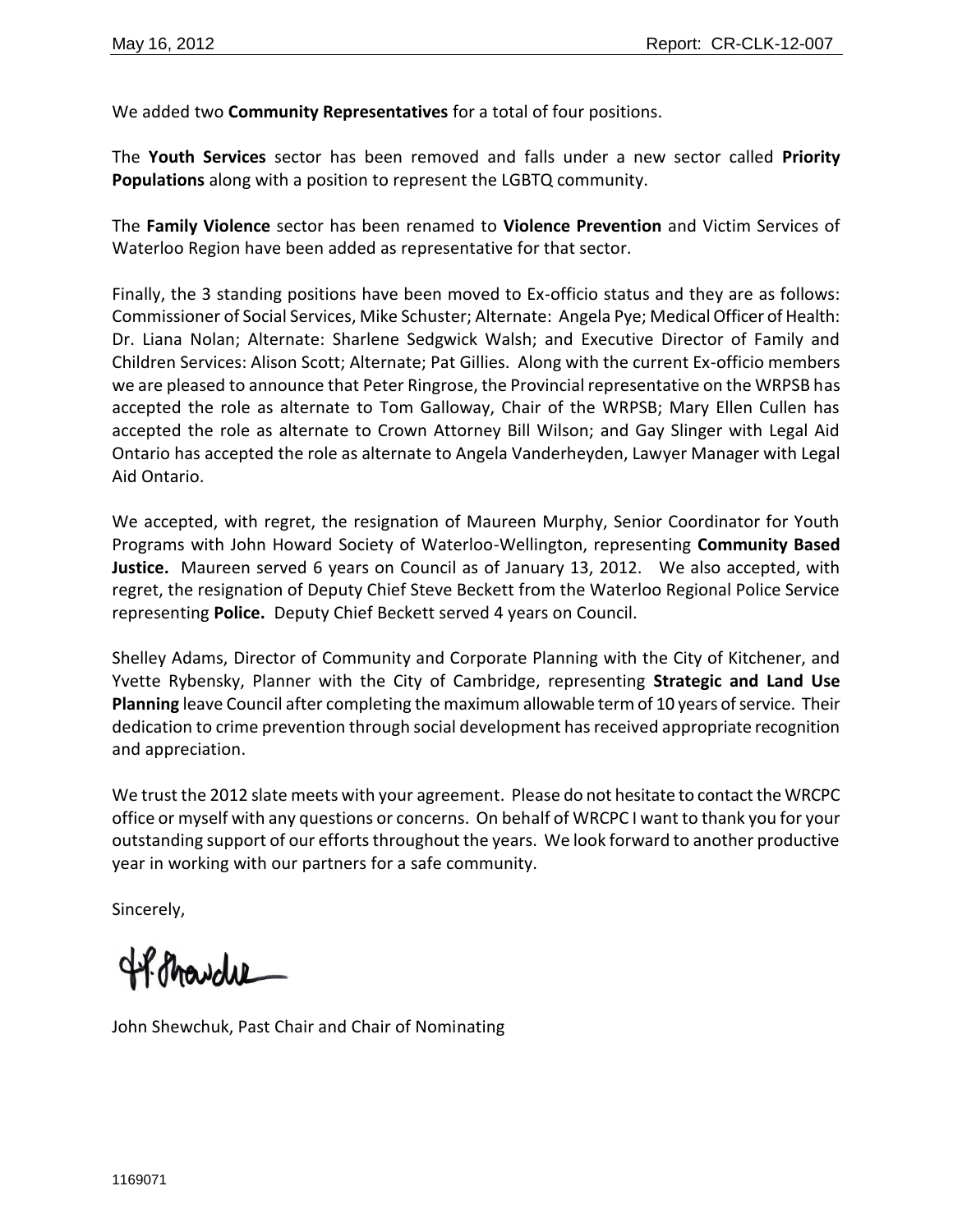We added two **Community Representatives** for a total of four positions.

The **Youth Services** sector has been removed and falls under a new sector called **Priority Populations** along with a position to represent the LGBTQ community.

The **Family Violence** sector has been renamed to **Violence Prevention** and Victim Services of Waterloo Region have been added as representative for that sector.

Finally, the 3 standing positions have been moved to Ex-officio status and they are as follows: Commissioner of Social Services, Mike Schuster; Alternate: Angela Pye; Medical Officer of Health: Dr. Liana Nolan; Alternate: Sharlene Sedgwick Walsh; and Executive Director of Family and Children Services: Alison Scott; Alternate; Pat Gillies. Along with the current Ex-officio members we are pleased to announce that Peter Ringrose, the Provincial representative on the WRPSB has accepted the role as alternate to Tom Galloway, Chair of the WRPSB; Mary Ellen Cullen has accepted the role as alternate to Crown Attorney Bill Wilson; and Gay Slinger with Legal Aid Ontario has accepted the role as alternate to Angela Vanderheyden, Lawyer Manager with Legal Aid Ontario.

We accepted, with regret, the resignation of Maureen Murphy, Senior Coordinator for Youth Programs with John Howard Society of Waterloo-Wellington, representing **Community Based Justice.** Maureen served 6 years on Council as of January 13, 2012. We also accepted, with regret, the resignation of Deputy Chief Steve Beckett from the Waterloo Regional Police Service representing **Police.** Deputy Chief Beckett served 4 years on Council.

Shelley Adams, Director of Community and Corporate Planning with the City of Kitchener, and Yvette Rybensky, Planner with the City of Cambridge, representing **Strategic and Land Use Planning** leave Council after completing the maximum allowable term of 10 years of service. Their dedication to crime prevention through social development has received appropriate recognition and appreciation.

We trust the 2012 slate meets with your agreement. Please do not hesitate to contact the WRCPC office or myself with any questions or concerns. On behalf of WRCPC I want to thank you for your outstanding support of our efforts throughout the years. We look forward to another productive year in working with our partners for a safe community.

Sincerely,

John Shewchuk, Past Chair and Chair of Nominating

1169071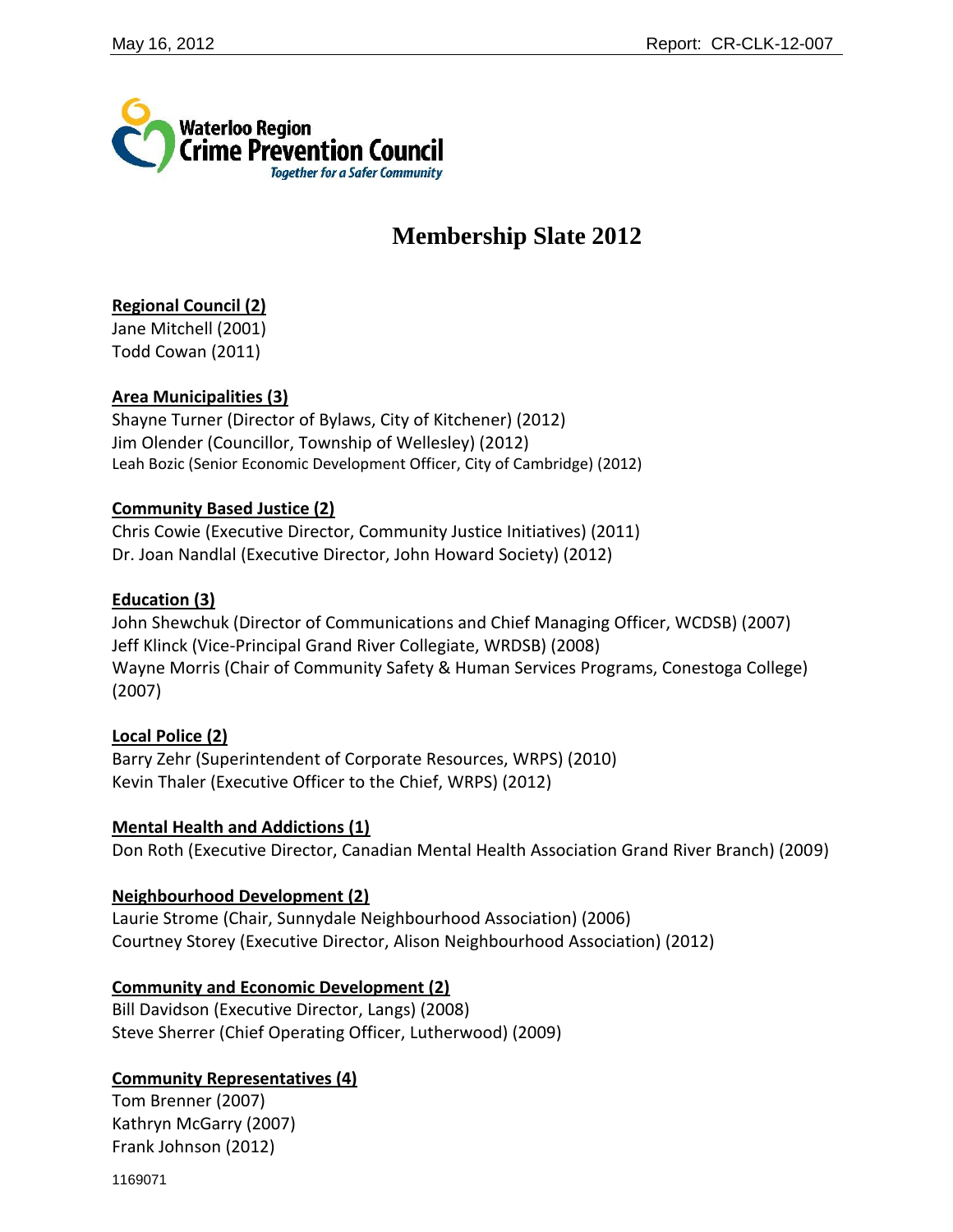Waterloo Region Crime Prevention Council

*Together for a Safer Community*

# Membership Slate 2012

**Regional Council (2)**

Jane Mitchell (2001)
Todd Cowan (2011)

**Area Municipalities (3)**

Shayne Turner (Director of Bylaws, City of Kitchener) (2012)
Jim Olender (Councillor, Township of Wellesley) (2012)
Leah Bozic (Senior Economic Development Officer, City of Cambridge) (2012)

**Community Based Justice (2)**

Chris Cowie (Executive Director, Community Justice Initiatives) (2011)
Dr. Joan Nandlal (Executive Director, John Howard Society) (2012)

**Education (3)**

John Shewchuk (Director of Communications and Chief Managing Officer, WCDSB) (2007)
Jeff Klinck (Vice-Principal Grand River Collegiate, WRDSB) (2008)
Wayne Morris (Chair of Community Safety & Human Services Programs, Conestoga College) (2007)

**Local Police (2)**

Barry Zehr (Superintendent of Corporate Resources, WRPS) (2010)
Kevin Thaler (Executive Officer to the Chief, WRPS) (2012)

**Mental Health and Addictions (1)**

Don Roth (Executive Director, Canadian Mental Health Association Grand River Branch) (2009)

**Neighbourhood Development (2)**

Laurie Strome (Chair, Sunnydale Neighbourhood Association) (2006)
Courtney Storey (Executive Director, Alison Neighbourhood Association) (2012)

**Community and Economic Development (2)**

Bill Davidson (Executive Director, Langs) (2008)
Steve Sherrer (Chief Operating Officer, Lutherwood) (2009)

**Community Representatives (4)**

Tom Brenner (2007)
Kathryn McGarry (2007)
Frank Johnson (2012)

1169071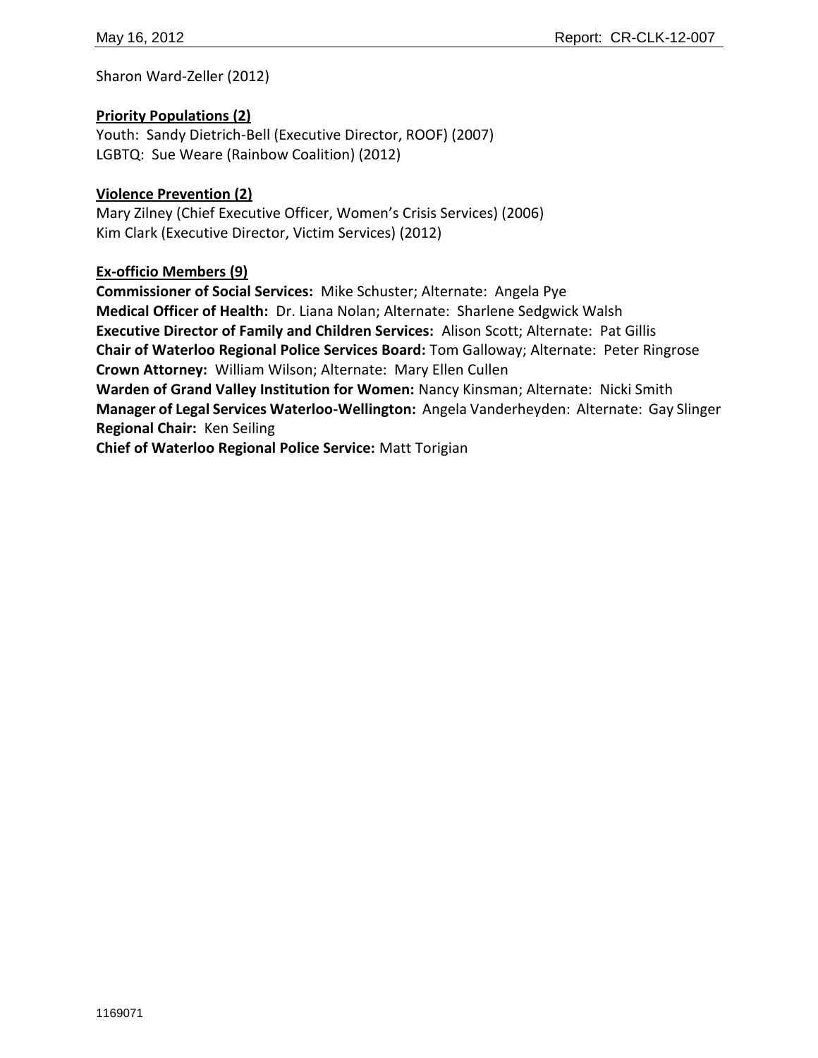Sharon Ward-Zeller (2012)

**Priority Populations (2)**

Youth: Sandy Dietrich-Bell (Executive Director, ROOF) (2007)
LGBTQ: Sue Weare (Rainbow Coalition) (2012)

**Violence Prevention (2)**

Mary Zilney (Chief Executive Officer, Women's Crisis Services) (2006)
Kim Clark (Executive Director, Victim Services) (2012)

**Ex-officio Members (9)**

**Commissioner of Social Services:** Mike Schuster; Alternate: Angela Pye
**Medical Officer of Health:** Dr. Liana Nolan; Alternate: Sharlene Sedgwick Walsh
**Executive Director of Family and Children Services:** Alison Scott; Alternate: Pat Gillis
**Chair of Waterloo Regional Police Services Board:** Tom Galloway; Alternate: Peter Ringrose
**Crown Attorney:** William Wilson; Alternate: Mary Ellen Cullen
**Warden of Grand Valley Institution for Women:** Nancy Kinsman; Alternate: Nicki Smith
**Manager of Legal Services Waterloo-Wellington:** Angela Vanderheyden: Alternate: Gay Slinger
**Regional Chair:** Ken Seiling
**Chief of Waterloo Regional Police Service:** Matt Torigian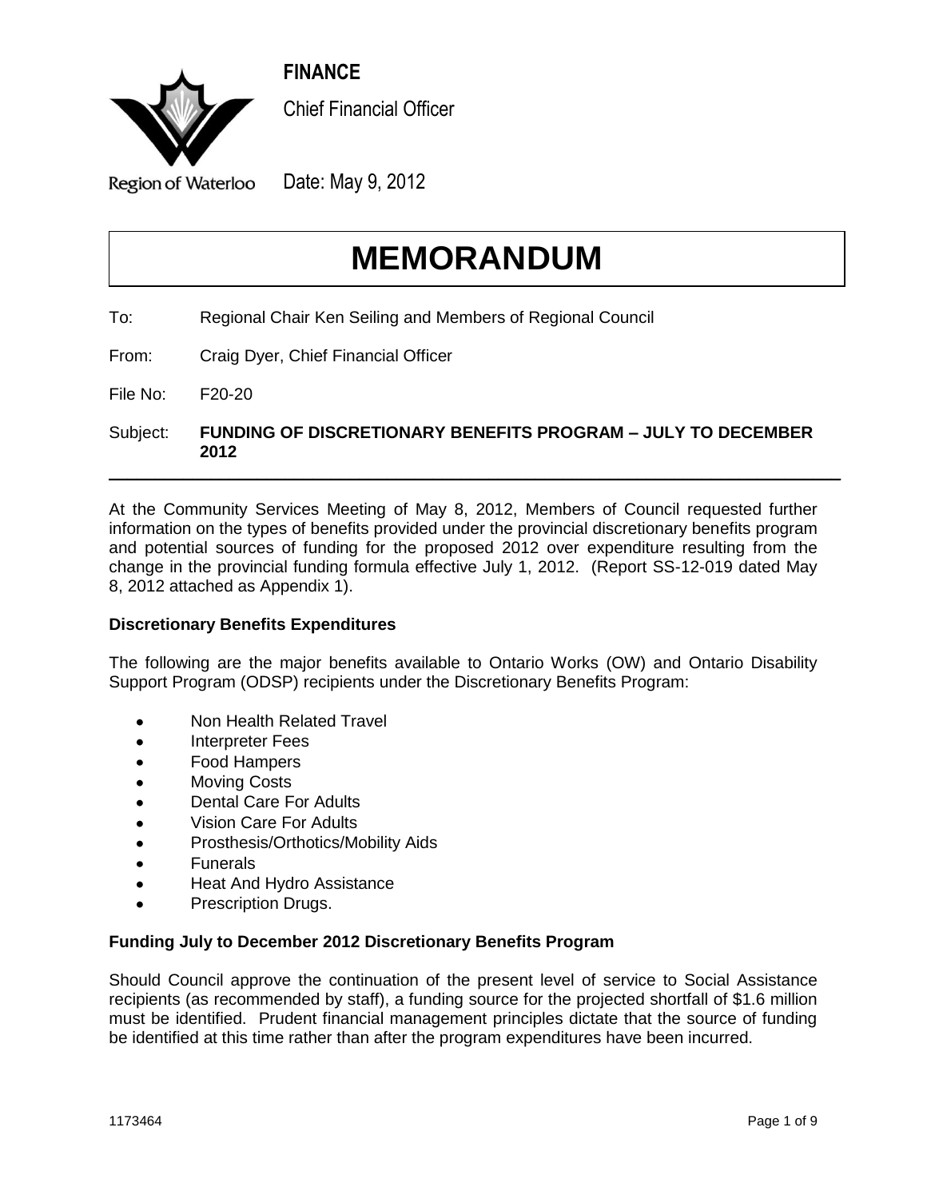**FINANCE**

Chief Financial Officer

Region of Waterloo

Date: May 9, 2012

# MEMORANDUM

To: Regional Chair Ken Seiling and Members of Regional Council

From: Craig Dyer, Chief Financial Officer

File No: F20-20

Subject: **FUNDING OF DISCRETIONARY BENEFITS PROGRAM – JULY TO DECEMBER 2012**

---

At the Community Services Meeting of May 8, 2012, Members of Council requested further information on the types of benefits provided under the provincial discretionary benefits program and potential sources of funding for the proposed 2012 over expenditure resulting from the change in the provincial funding formula effective July 1, 2012. (Report SS-12-019 dated May 8, 2012 attached as Appendix 1).

**Discretionary Benefits Expenditures**

The following are the major benefits available to Ontario Works (OW) and Ontario Disability Support Program (ODSP) recipients under the Discretionary Benefits Program:

- Non Health Related Travel
- Interpreter Fees
- Food Hampers
- Moving Costs
- Dental Care For Adults
- Vision Care For Adults
- Prosthesis/Orthotics/Mobility Aids
- Funerals
- Heat And Hydro Assistance
- Prescription Drugs.

**Funding July to December 2012 Discretionary Benefits Program**

Should Council approve the continuation of the present level of service to Social Assistance recipients (as recommended by staff), a funding source for the projected shortfall of $1.6 million must be identified. Prudent financial management principles dictate that the source of funding be identified at this time rather than after the program expenditures have been incurred.

1173464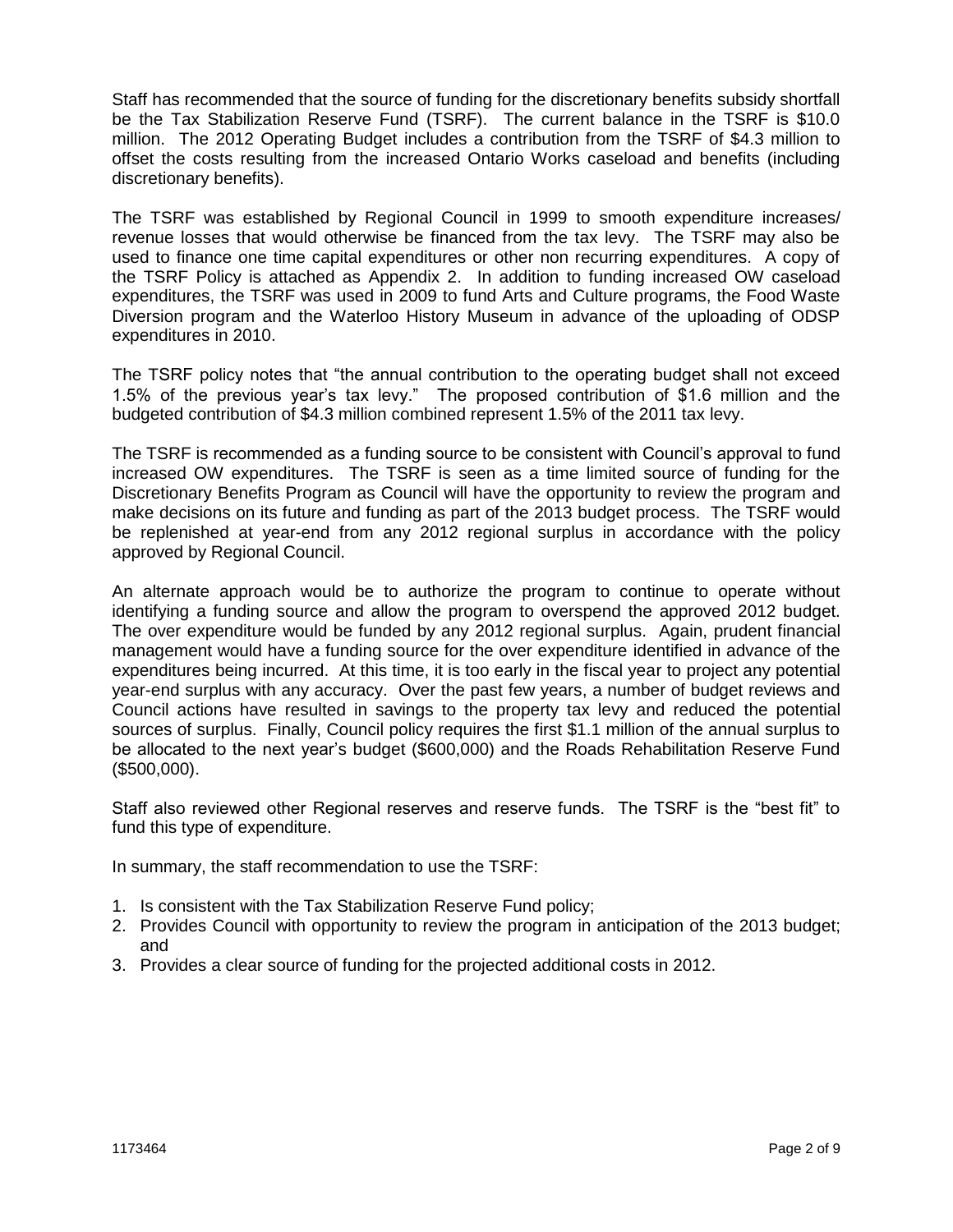Staff has recommended that the source of funding for the discretionary benefits subsidy shortfall be the Tax Stabilization Reserve Fund (TSRF). The current balance in the TSRF is $10.0 million. The 2012 Operating Budget includes a contribution from the TSRF of $4.3 million to offset the costs resulting from the increased Ontario Works caseload and benefits (including discretionary benefits).

The TSRF was established by Regional Council in 1999 to smooth expenditure increases/ revenue losses that would otherwise be financed from the tax levy. The TSRF may also be used to finance one time capital expenditures or other non recurring expenditures. A copy of the TSRF Policy is attached as Appendix 2. In addition to funding increased OW caseload expenditures, the TSRF was used in 2009 to fund Arts and Culture programs, the Food Waste Diversion program and the Waterloo History Museum in advance of the uploading of ODSP expenditures in 2010.

The TSRF policy notes that "the annual contribution to the operating budget shall not exceed 1.5% of the previous year's tax levy." The proposed contribution of $1.6 million and the budgeted contribution of $4.3 million combined represent 1.5% of the 2011 tax levy.

The TSRF is recommended as a funding source to be consistent with Council's approval to fund increased OW expenditures. The TSRF is seen as a time limited source of funding for the Discretionary Benefits Program as Council will have the opportunity to review the program and make decisions on its future and funding as part of the 2013 budget process. The TSRF would be replenished at year-end from any 2012 regional surplus in accordance with the policy approved by Regional Council.

An alternate approach would be to authorize the program to continue to operate without identifying a funding source and allow the program to overspend the approved 2012 budget. The over expenditure would be funded by any 2012 regional surplus. Again, prudent financial management would have a funding source for the over expenditure identified in advance of the expenditures being incurred. At this time, it is too early in the fiscal year to project any potential year-end surplus with any accuracy. Over the past few years, a number of budget reviews and Council actions have resulted in savings to the property tax levy and reduced the potential sources of surplus. Finally, Council policy requires the first $1.1 million of the annual surplus to be allocated to the next year's budget ($600,000) and the Roads Rehabilitation Reserve Fund ($500,000).

Staff also reviewed other Regional reserves and reserve funds. The TSRF is the "best fit" to fund this type of expenditure.

In summary, the staff recommendation to use the TSRF:

1. Is consistent with the Tax Stabilization Reserve Fund policy;
2. Provides Council with opportunity to review the program in anticipation of the 2013 budget; and
3. Provides a clear source of funding for the projected additional costs in 2012.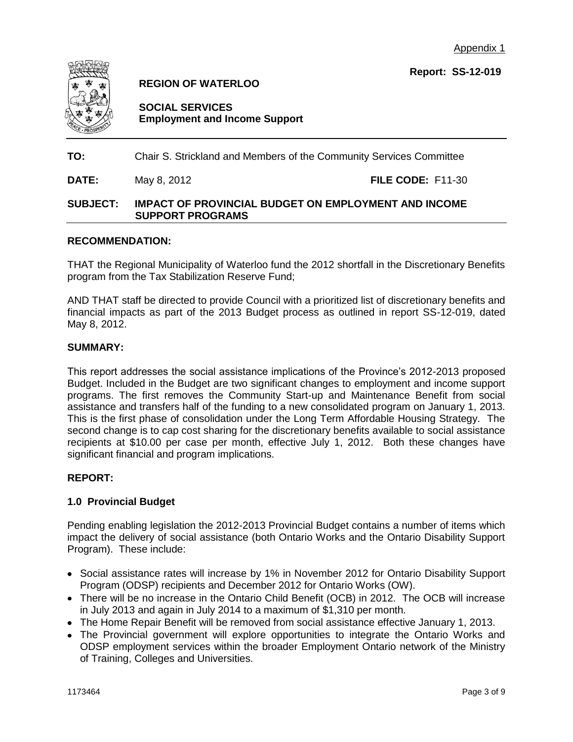Appendix 1

**Report: SS-12-019**

**REGION OF WATERLOO**

**SOCIAL SERVICES**
**Employment and Income Support**

**TO:** Chair S. Strickland and Members of the Community Services Committee

**DATE:** May 8, 2012 **FILE CODE:** F11-30

**SUBJECT: IMPACT OF PROVINCIAL BUDGET ON EMPLOYMENT AND INCOME SUPPORT PROGRAMS**

## RECOMMENDATION:

THAT the Regional Municipality of Waterloo fund the 2012 shortfall in the Discretionary Benefits program from the Tax Stabilization Reserve Fund;

AND THAT staff be directed to provide Council with a prioritized list of discretionary benefits and financial impacts as part of the 2013 Budget process as outlined in report SS-12-019, dated May 8, 2012.

## SUMMARY:

This report addresses the social assistance implications of the Province's 2012-2013 proposed Budget. Included in the Budget are two significant changes to employment and income support programs. The first removes the Community Start-up and Maintenance Benefit from social assistance and transfers half of the funding to a new consolidated program on January 1, 2013. This is the first phase of consolidation under the Long Term Affordable Housing Strategy. The second change is to cap cost sharing for the discretionary benefits available to social assistance recipients at $10.00 per case per month, effective July 1, 2012. Both these changes have significant financial and program implications.

## REPORT:

### 1.0 Provincial Budget

Pending enabling legislation the 2012-2013 Provincial Budget contains a number of items which impact the delivery of social assistance (both Ontario Works and the Ontario Disability Support Program). These include:

- Social assistance rates will increase by 1% in November 2012 for Ontario Disability Support Program (ODSP) recipients and December 2012 for Ontario Works (OW).
- There will be no increase in the Ontario Child Benefit (OCB) in 2012. The OCB will increase in July 2013 and again in July 2014 to a maximum of $1,310 per month.
- The Home Repair Benefit will be removed from social assistance effective January 1, 2013.
- The Provincial government will explore opportunities to integrate the Ontario Works and ODSP employment services within the broader Employment Ontario network of the Ministry of Training, Colleges and Universities.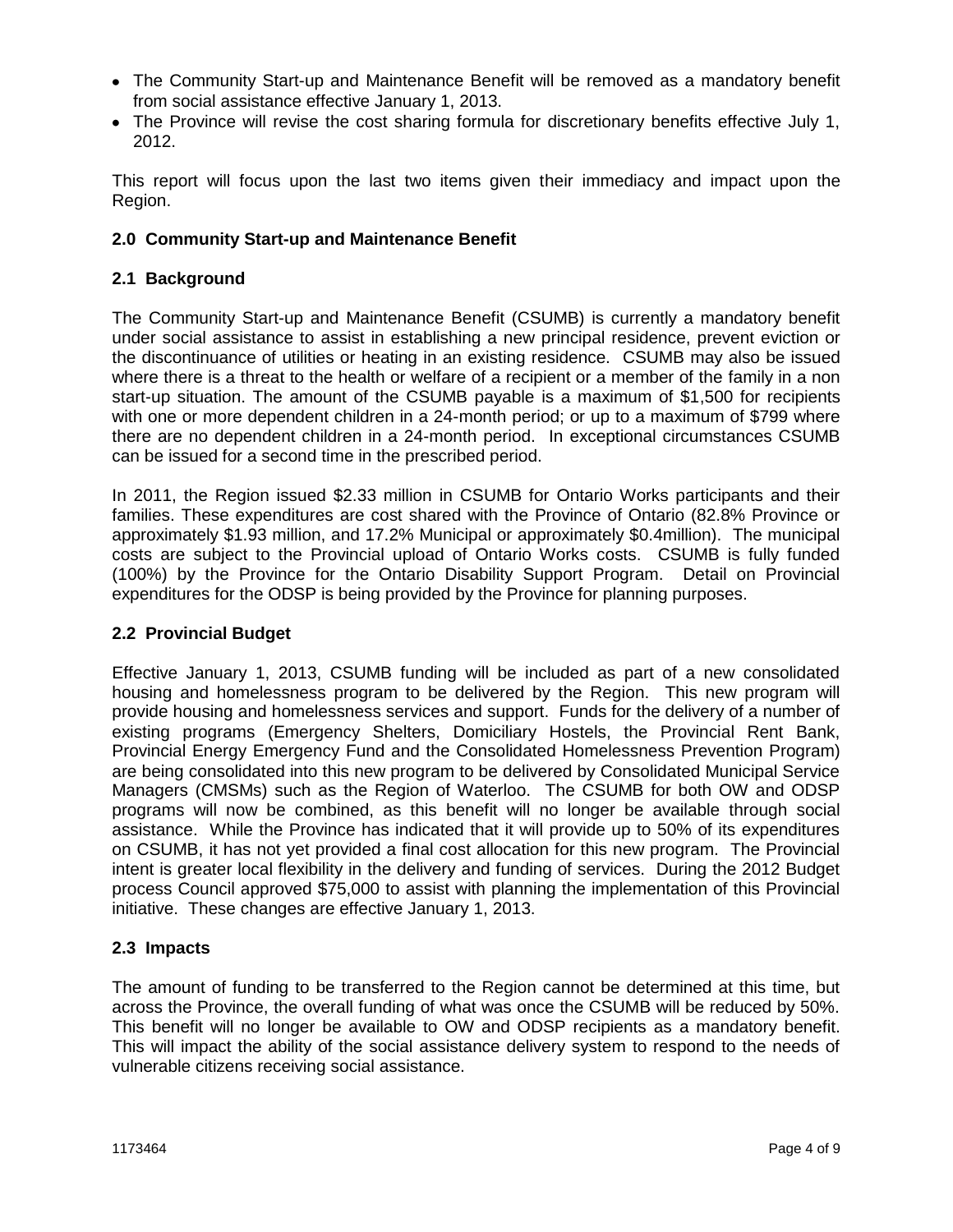- The Community Start-up and Maintenance Benefit will be removed as a mandatory benefit from social assistance effective January 1, 2013.
- The Province will revise the cost sharing formula for discretionary benefits effective July 1, 2012.

This report will focus upon the last two items given their immediacy and impact upon the Region.

### 2.0 Community Start-up and Maintenance Benefit

### 2.1 Background

The Community Start-up and Maintenance Benefit (CSUMB) is currently a mandatory benefit under social assistance to assist in establishing a new principal residence, prevent eviction or the discontinuance of utilities or heating in an existing residence. CSUMB may also be issued where there is a threat to the health or welfare of a recipient or a member of the family in a non start-up situation. The amount of the CSUMB payable is a maximum of $1,500 for recipients with one or more dependent children in a 24-month period; or up to a maximum of $799 where there are no dependent children in a 24-month period. In exceptional circumstances CSUMB can be issued for a second time in the prescribed period.

In 2011, the Region issued $2.33 million in CSUMB for Ontario Works participants and their families. These expenditures are cost shared with the Province of Ontario (82.8% Province or approximately $1.93 million, and 17.2% Municipal or approximately $0.4million). The municipal costs are subject to the Provincial upload of Ontario Works costs. CSUMB is fully funded (100%) by the Province for the Ontario Disability Support Program. Detail on Provincial expenditures for the ODSP is being provided by the Province for planning purposes.

### 2.2 Provincial Budget

Effective January 1, 2013, CSUMB funding will be included as part of a new consolidated housing and homelessness program to be delivered by the Region. This new program will provide housing and homelessness services and support. Funds for the delivery of a number of existing programs (Emergency Shelters, Domiciliary Hostels, the Provincial Rent Bank, Provincial Energy Emergency Fund and the Consolidated Homelessness Prevention Program) are being consolidated into this new program to be delivered by Consolidated Municipal Service Managers (CMSMs) such as the Region of Waterloo. The CSUMB for both OW and ODSP programs will now be combined, as this benefit will no longer be available through social assistance. While the Province has indicated that it will provide up to 50% of its expenditures on CSUMB, it has not yet provided a final cost allocation for this new program. The Provincial intent is greater local flexibility in the delivery and funding of services. During the 2012 Budget process Council approved $75,000 to assist with planning the implementation of this Provincial initiative. These changes are effective January 1, 2013.

### 2.3 Impacts

The amount of funding to be transferred to the Region cannot be determined at this time, but across the Province, the overall funding of what was once the CSUMB will be reduced by 50%. This benefit will no longer be available to OW and ODSP recipients as a mandatory benefit. This will impact the ability of the social assistance delivery system to respond to the needs of vulnerable citizens receiving social assistance.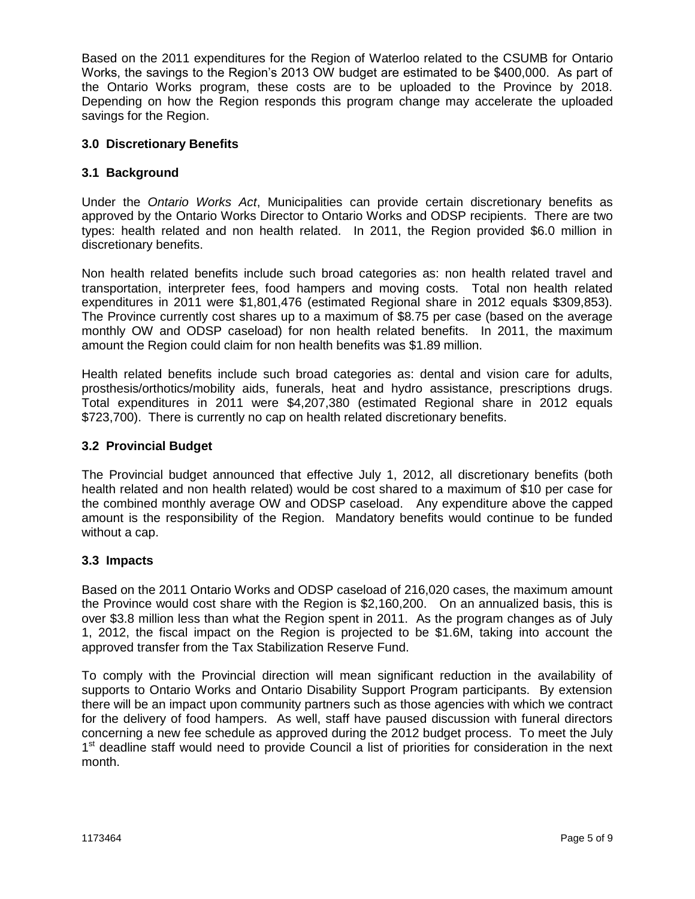Based on the 2011 expenditures for the Region of Waterloo related to the CSUMB for Ontario Works, the savings to the Region's 2013 OW budget are estimated to be $400,000. As part of the Ontario Works program, these costs are to be uploaded to the Province by 2018. Depending on how the Region responds this program change may accelerate the uploaded savings for the Region.

## 3.0 Discretionary Benefits

### 3.1 Background

Under the *Ontario Works Act*, Municipalities can provide certain discretionary benefits as approved by the Ontario Works Director to Ontario Works and ODSP recipients. There are two types: health related and non health related. In 2011, the Region provided $6.0 million in discretionary benefits.

Non health related benefits include such broad categories as: non health related travel and transportation, interpreter fees, food hampers and moving costs. Total non health related expenditures in 2011 were $1,801,476 (estimated Regional share in 2012 equals $309,853). The Province currently cost shares up to a maximum of $8.75 per case (based on the average monthly OW and ODSP caseload) for non health related benefits. In 2011, the maximum amount the Region could claim for non health benefits was $1.89 million.

Health related benefits include such broad categories as: dental and vision care for adults, prosthesis/orthotics/mobility aids, funerals, heat and hydro assistance, prescriptions drugs. Total expenditures in 2011 were $4,207,380 (estimated Regional share in 2012 equals $723,700). There is currently no cap on health related discretionary benefits.

### 3.2 Provincial Budget

The Provincial budget announced that effective July 1, 2012, all discretionary benefits (both health related and non health related) would be cost shared to a maximum of $10 per case for the combined monthly average OW and ODSP caseload. Any expenditure above the capped amount is the responsibility of the Region. Mandatory benefits would continue to be funded without a cap.

### 3.3 Impacts

Based on the 2011 Ontario Works and ODSP caseload of 216,020 cases, the maximum amount the Province would cost share with the Region is $2,160,200. On an annualized basis, this is over $3.8 million less than what the Region spent in 2011. As the program changes as of July 1, 2012, the fiscal impact on the Region is projected to be $1.6M, taking into account the approved transfer from the Tax Stabilization Reserve Fund.

To comply with the Provincial direction will mean significant reduction in the availability of supports to Ontario Works and Ontario Disability Support Program participants. By extension there will be an impact upon community partners such as those agencies with which we contract for the delivery of food hampers. As well, staff have paused discussion with funeral directors concerning a new fee schedule as approved during the 2012 budget process. To meet the July 1st deadline staff would need to provide Council a list of priorities for consideration in the next month.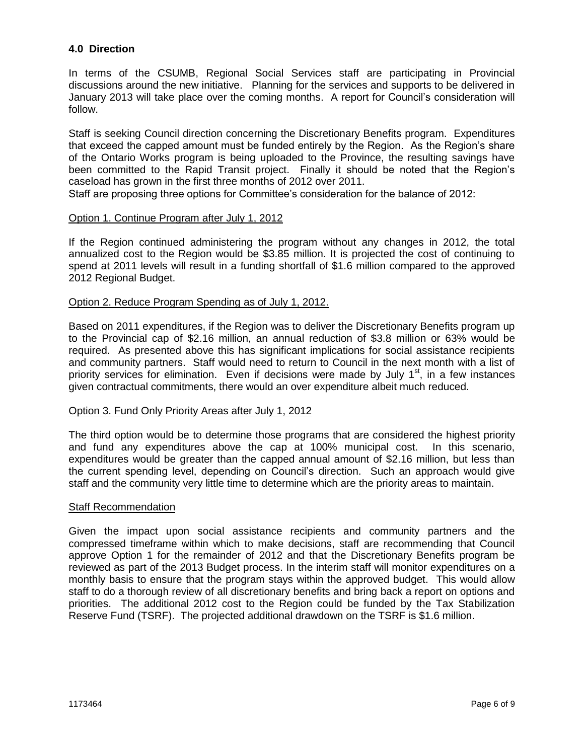## 4.0 Direction

In terms of the CSUMB, Regional Social Services staff are participating in Provincial discussions around the new initiative. Planning for the services and supports to be delivered in January 2013 will take place over the coming months. A report for Council's consideration will follow.

Staff is seeking Council direction concerning the Discretionary Benefits program. Expenditures that exceed the capped amount must be funded entirely by the Region. As the Region's share of the Ontario Works program is being uploaded to the Province, the resulting savings have been committed to the Rapid Transit project. Finally it should be noted that the Region's caseload has grown in the first three months of 2012 over 2011.

Staff are proposing three options for Committee's consideration for the balance of 2012:

Option 1. Continue Program after July 1, 2012

If the Region continued administering the program without any changes in 2012, the total annualized cost to the Region would be $3.85 million. It is projected the cost of continuing to spend at 2011 levels will result in a funding shortfall of $1.6 million compared to the approved 2012 Regional Budget.

Option 2. Reduce Program Spending as of July 1, 2012.

Based on 2011 expenditures, if the Region was to deliver the Discretionary Benefits program up to the Provincial cap of $2.16 million, an annual reduction of $3.8 million or 63% would be required. As presented above this has significant implications for social assistance recipients and community partners. Staff would need to return to Council in the next month with a list of priority services for elimination. Even if decisions were made by July 1st, in a few instances given contractual commitments, there would an over expenditure albeit much reduced.

Option 3. Fund Only Priority Areas after July 1, 2012

The third option would be to determine those programs that are considered the highest priority and fund any expenditures above the cap at 100% municipal cost. In this scenario, expenditures would be greater than the capped annual amount of $2.16 million, but less than the current spending level, depending on Council's direction. Such an approach would give staff and the community very little time to determine which are the priority areas to maintain.

Staff Recommendation

Given the impact upon social assistance recipients and community partners and the compressed timeframe within which to make decisions, staff are recommending that Council approve Option 1 for the remainder of 2012 and that the Discretionary Benefits program be reviewed as part of the 2013 Budget process. In the interim staff will monitor expenditures on a monthly basis to ensure that the program stays within the approved budget. This would allow staff to do a thorough review of all discretionary benefits and bring back a report on options and priorities. The additional 2012 cost to the Region could be funded by the Tax Stabilization Reserve Fund (TSRF). The projected additional drawdown on the TSRF is $1.6 million.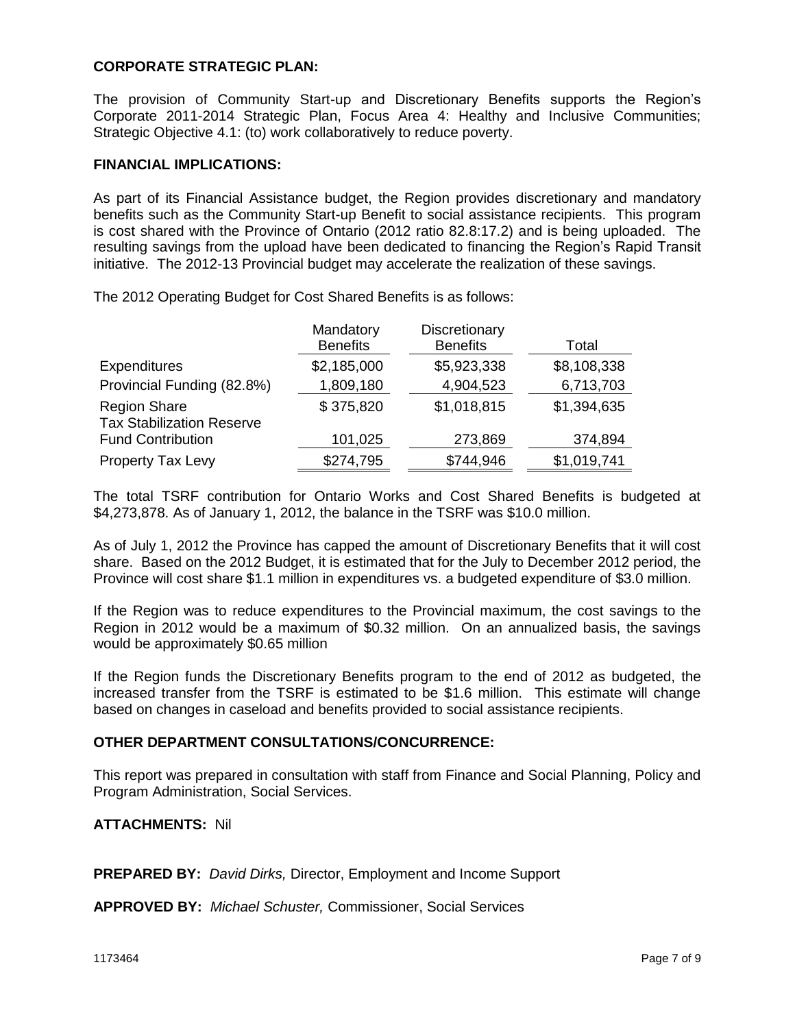## CORPORATE STRATEGIC PLAN:

The provision of Community Start-up and Discretionary Benefits supports the Region's Corporate 2011-2014 Strategic Plan, Focus Area 4: Healthy and Inclusive Communities; Strategic Objective 4.1: (to) work collaboratively to reduce poverty.

## FINANCIAL IMPLICATIONS:

As part of its Financial Assistance budget, the Region provides discretionary and mandatory benefits such as the Community Start-up Benefit to social assistance recipients. This program is cost shared with the Province of Ontario (2012 ratio 82.8:17.2) and is being uploaded. The resulting savings from the upload have been dedicated to financing the Region's Rapid Transit initiative. The 2012-13 Provincial budget may accelerate the realization of these savings.

The 2012 Operating Budget for Cost Shared Benefits is as follows:

| | Mandatory Benefits | Discretionary Benefits | Total |
|---|---|---|---|
| Expenditures | $2,185,000 | $5,923,338 | $8,108,338 |
| Provincial Funding (82.8%) | 1,809,180 | 4,904,523 | 6,713,703 |
| Region Share | $ 375,820 | $1,018,815 | $1,394,635 |
| Tax Stabilization Reserve Fund Contribution | 101,025 | 273,869 | 374,894 |
| Property Tax Levy | $274,795 | $744,946 | $1,019,741 |

The total TSRF contribution for Ontario Works and Cost Shared Benefits is budgeted at $4,273,878. As of January 1, 2012, the balance in the TSRF was $10.0 million.

As of July 1, 2012 the Province has capped the amount of Discretionary Benefits that it will cost share. Based on the 2012 Budget, it is estimated that for the July to December 2012 period, the Province will cost share $1.1 million in expenditures vs. a budgeted expenditure of $3.0 million.

If the Region was to reduce expenditures to the Provincial maximum, the cost savings to the Region in 2012 would be a maximum of $0.32 million. On an annualized basis, the savings would be approximately $0.65 million

If the Region funds the Discretionary Benefits program to the end of 2012 as budgeted, the increased transfer from the TSRF is estimated to be $1.6 million. This estimate will change based on changes in caseload and benefits provided to social assistance recipients.

## OTHER DEPARTMENT CONSULTATIONS/CONCURRENCE:

This report was prepared in consultation with staff from Finance and Social Planning, Policy and Program Administration, Social Services.

**ATTACHMENTS:** Nil

**PREPARED BY:** *David Dirks,* Director, Employment and Income Support

**APPROVED BY:** *Michael Schuster,* Commissioner, Social Services

1173464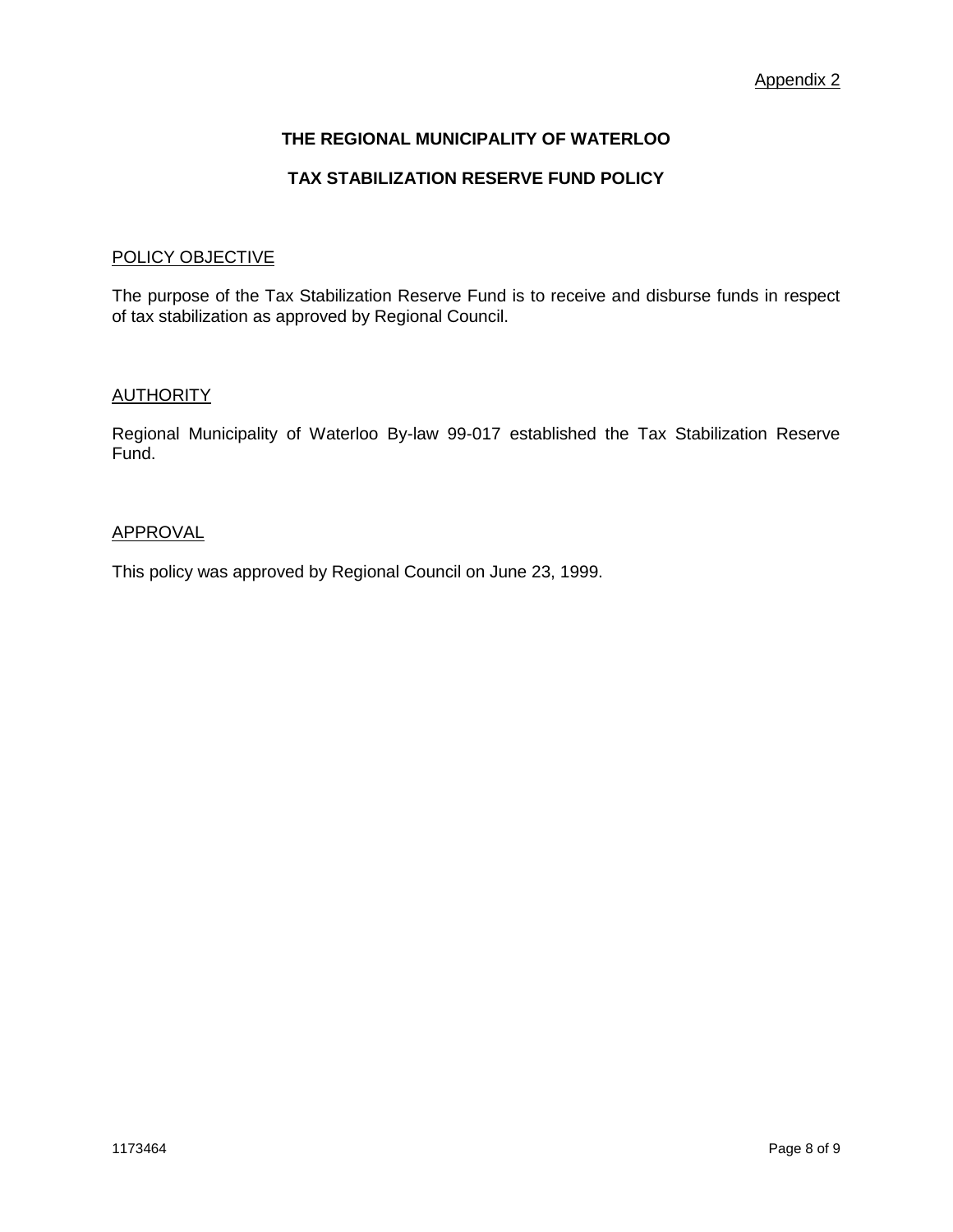Appendix 2

# THE REGIONAL MUNICIPALITY OF WATERLOO

## TAX STABILIZATION RESERVE FUND POLICY

### POLICY OBJECTIVE

The purpose of the Tax Stabilization Reserve Fund is to receive and disburse funds in respect of tax stabilization as approved by Regional Council.

### AUTHORITY

Regional Municipality of Waterloo By-law 99-017 established the Tax Stabilization Reserve Fund.

### APPROVAL

This policy was approved by Regional Council on June 23, 1999.

1173464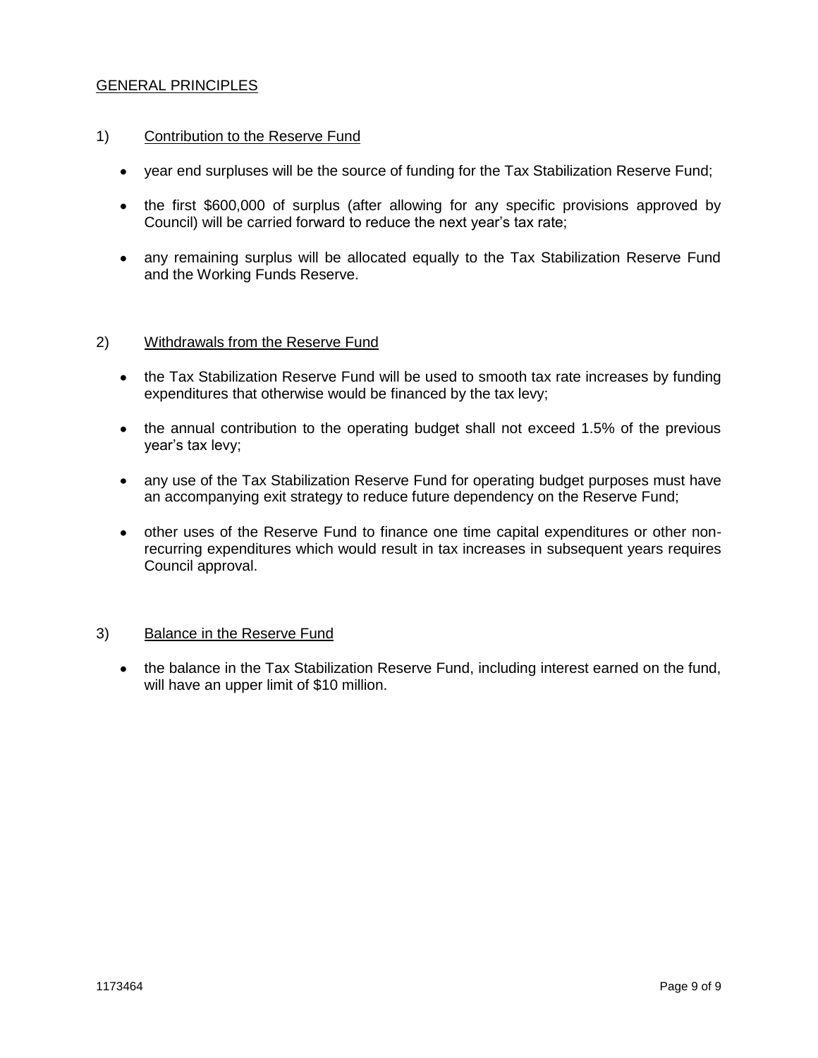## GENERAL PRINCIPLES

1) Contribution to the Reserve Fund

- year end surpluses will be the source of funding for the Tax Stabilization Reserve Fund;
- the first $600,000 of surplus (after allowing for any specific provisions approved by Council) will be carried forward to reduce the next year's tax rate;
- any remaining surplus will be allocated equally to the Tax Stabilization Reserve Fund and the Working Funds Reserve.

2) Withdrawals from the Reserve Fund

- the Tax Stabilization Reserve Fund will be used to smooth tax rate increases by funding expenditures that otherwise would be financed by the tax levy;
- the annual contribution to the operating budget shall not exceed 1.5% of the previous year's tax levy;
- any use of the Tax Stabilization Reserve Fund for operating budget purposes must have an accompanying exit strategy to reduce future dependency on the Reserve Fund;
- other uses of the Reserve Fund to finance one time capital expenditures or other non-recurring expenditures which would result in tax increases in subsequent years requires Council approval.

3) Balance in the Reserve Fund

- the balance in the Tax Stabilization Reserve Fund, including interest earned on the fund, will have an upper limit of $10 million.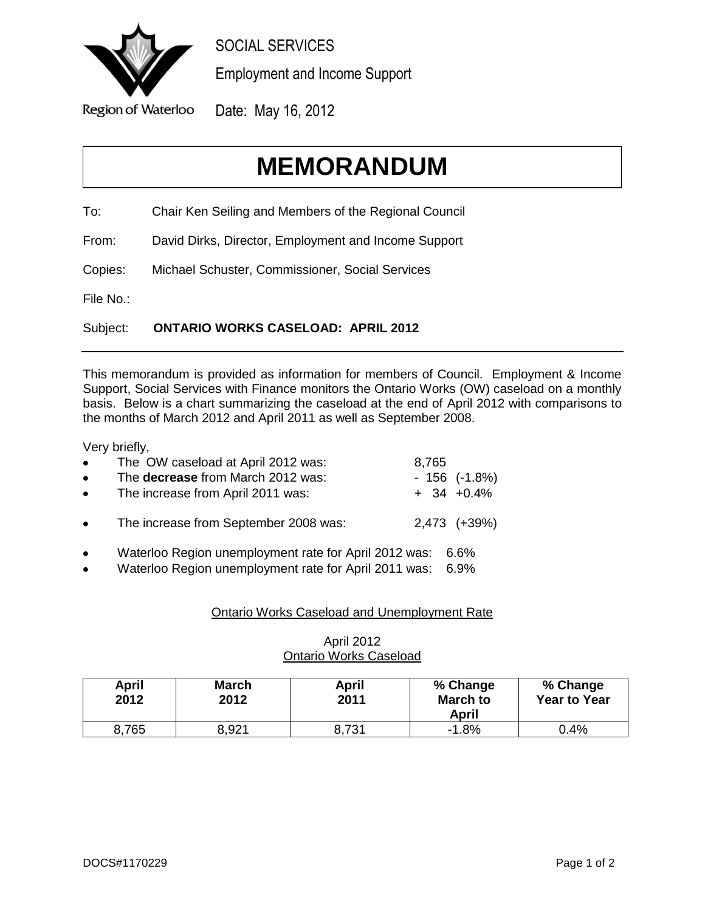SOCIAL SERVICES

Employment and Income Support

Region of Waterloo

Date: May 16, 2012

# MEMORANDUM

To: Chair Ken Seiling and Members of the Regional Council

From: David Dirks, Director, Employment and Income Support

Copies: Michael Schuster, Commissioner, Social Services

File No.:

Subject: **ONTARIO WORKS CASELOAD: APRIL 2012**

---

This memorandum is provided as information for members of Council. Employment & Income Support, Social Services with Finance monitors the Ontario Works (OW) caseload on a monthly basis. Below is a chart summarizing the caseload at the end of April 2012 with comparisons to the months of March 2012 and April 2011 as well as September 2008.

Very briefly,

- The OW caseload at April 2012 was: 8,765
- The **decrease** from March 2012 was: - 156 (-1.8%)
- The increase from April 2011 was: + 34 +0.4%
- The increase from September 2008 was: 2,473 (+39%)
- Waterloo Region unemployment rate for April 2012 was: 6.6%
- Waterloo Region unemployment rate for April 2011 was: 6.9%

<u>Ontario Works Caseload and Unemployment Rate</u>

April 2012
<u>Ontario Works Caseload</u>

| April 2012 | March 2012 | April 2011 | % Change March to April | % Change Year to Year |
|---|---|---|---|---|
| 8,765 | 8,921 | 8,731 | -1.8% | 0.4% |

DOCS#1170229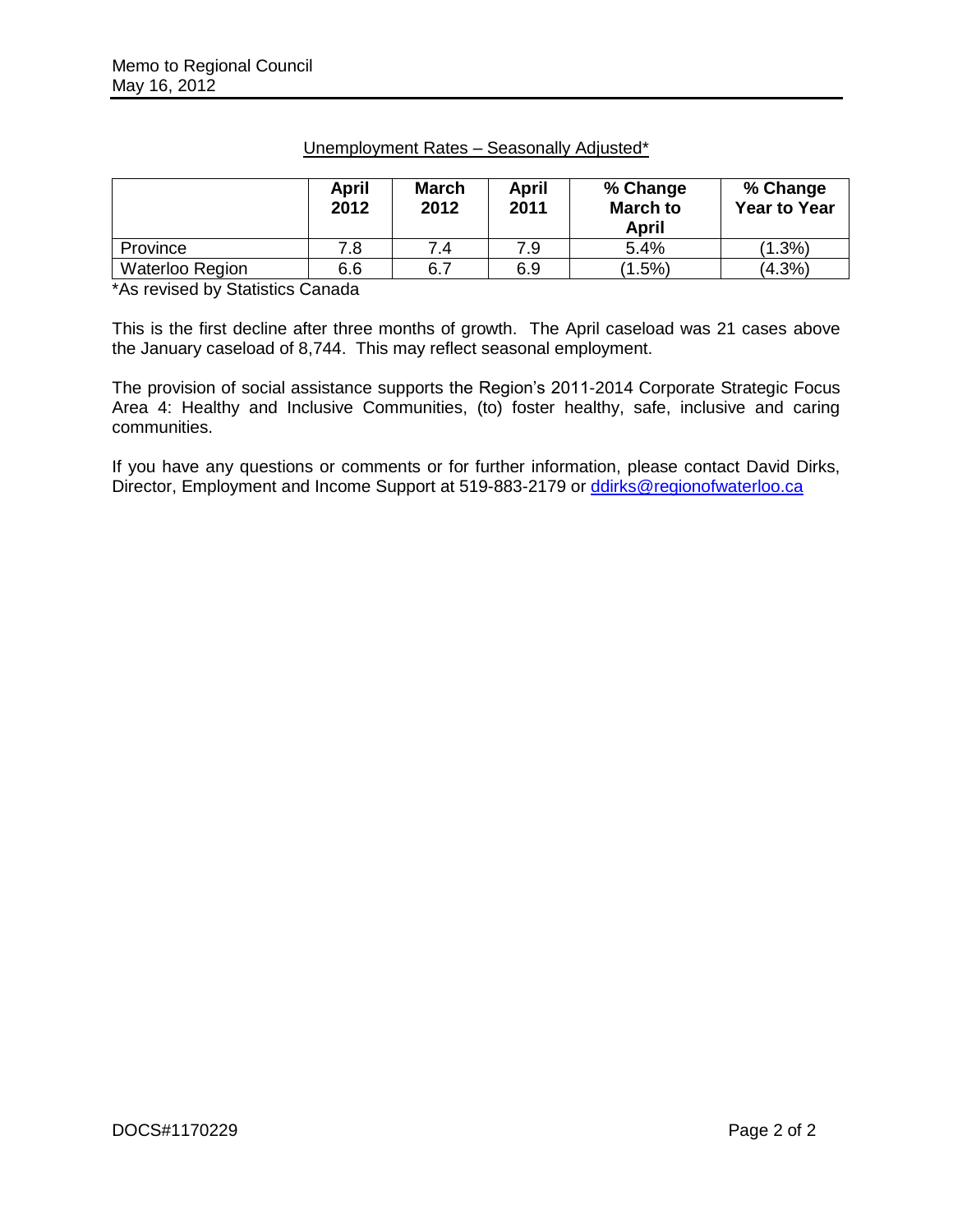Unemployment Rates – Seasonally Adjusted*

| | April 2012 | March 2012 | April 2011 | % Change March to April | % Change Year to Year |
|---|---|---|---|---|---|
| Province | 7.8 | 7.4 | 7.9 | 5.4% | (1.3%) |
| Waterloo Region | 6.6 | 6.7 | 6.9 | (1.5%) | (4.3%) |

*As revised by Statistics Canada

This is the first decline after three months of growth. The April caseload was 21 cases above the January caseload of 8,744. This may reflect seasonal employment.

The provision of social assistance supports the Region's 2011-2014 Corporate Strategic Focus Area 4: Healthy and Inclusive Communities, (to) foster healthy, safe, inclusive and caring communities.

If you have any questions or comments or for further information, please contact David Dirks, Director, Employment and Income Support at 519-883-2179 or ddirks@regionofwaterloo.ca

DOCS#1170229